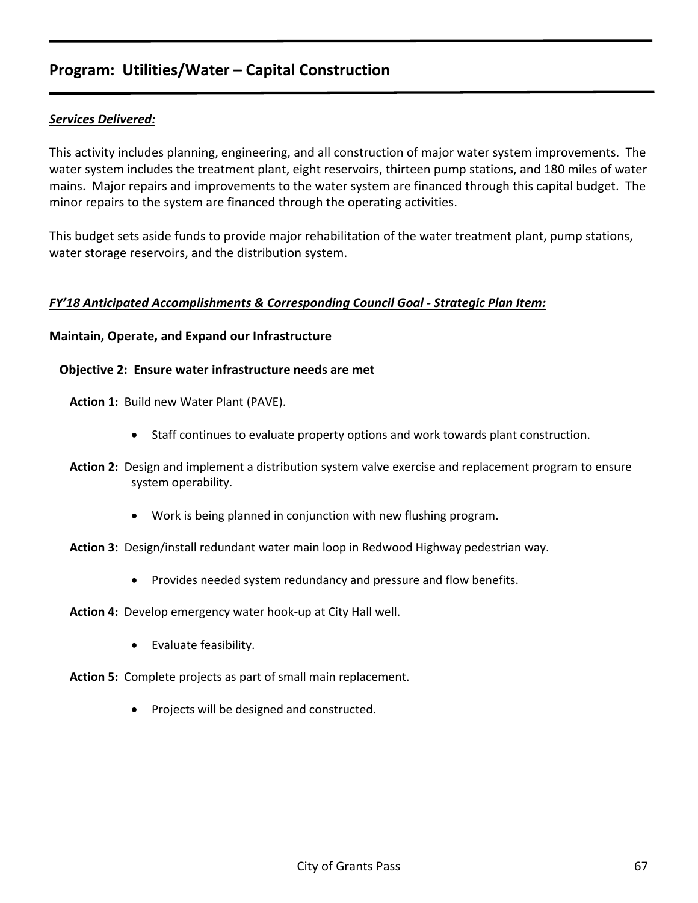## Program: Utilities/Water – Capital Construction

***Services Delivered:***

This activity includes planning, engineering, and all construction of major water system improvements. The water system includes the treatment plant, eight reservoirs, thirteen pump stations, and 180 miles of water mains. Major repairs and improvements to the water system are financed through this capital budget. The minor repairs to the system are financed through the operating activities.

This budget sets aside funds to provide major rehabilitation of the water treatment plant, pump stations, water storage reservoirs, and the distribution system.

***FY'18 Anticipated Accomplishments & Corresponding Council Goal - Strategic Plan Item:***

**Maintain, Operate, and Expand our Infrastructure**

**Objective 2: Ensure water infrastructure needs are met**

**Action 1:** Build new Water Plant (PAVE).

- Staff continues to evaluate property options and work towards plant construction.

**Action 2:** Design and implement a distribution system valve exercise and replacement program to ensure system operability.

- Work is being planned in conjunction with new flushing program.

**Action 3:** Design/install redundant water main loop in Redwood Highway pedestrian way.

- Provides needed system redundancy and pressure and flow benefits.

**Action 4:** Develop emergency water hook-up at City Hall well.

- Evaluate feasibility.

**Action 5:** Complete projects as part of small main replacement.

- Projects will be designed and constructed.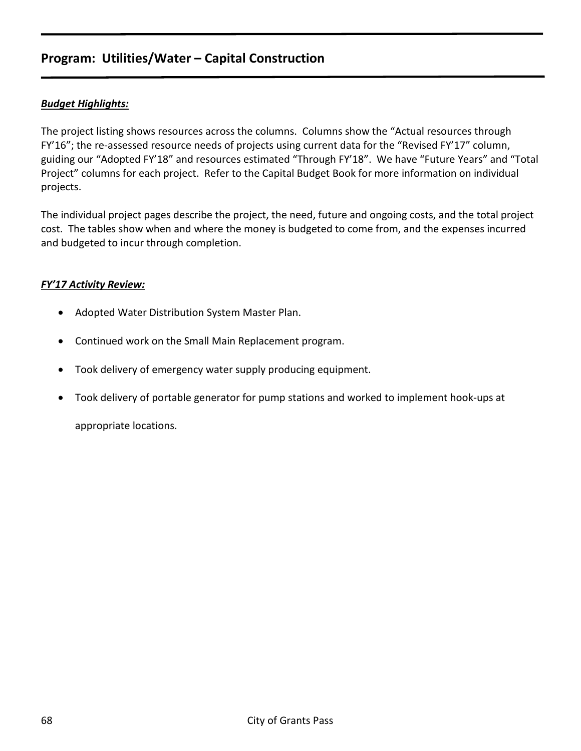## Program:  Utilities/Water – Capital Construction

***Budget Highlights:***

The project listing shows resources across the columns.  Columns show the "Actual resources through FY'16"; the re-assessed resource needs of projects using current data for the "Revised FY'17" column, guiding our "Adopted FY'18" and resources estimated "Through FY'18".  We have "Future Years" and "Total Project" columns for each project.  Refer to the Capital Budget Book for more information on individual projects.

The individual project pages describe the project, the need, future and ongoing costs, and the total project cost.  The tables show when and where the money is budgeted to come from, and the expenses incurred and budgeted to incur through completion.

***FY'17 Activity Review:***

- Adopted Water Distribution System Master Plan.
- Continued work on the Small Main Replacement program.
- Took delivery of emergency water supply producing equipment.
- Took delivery of portable generator for pump stations and worked to implement hook-ups at appropriate locations.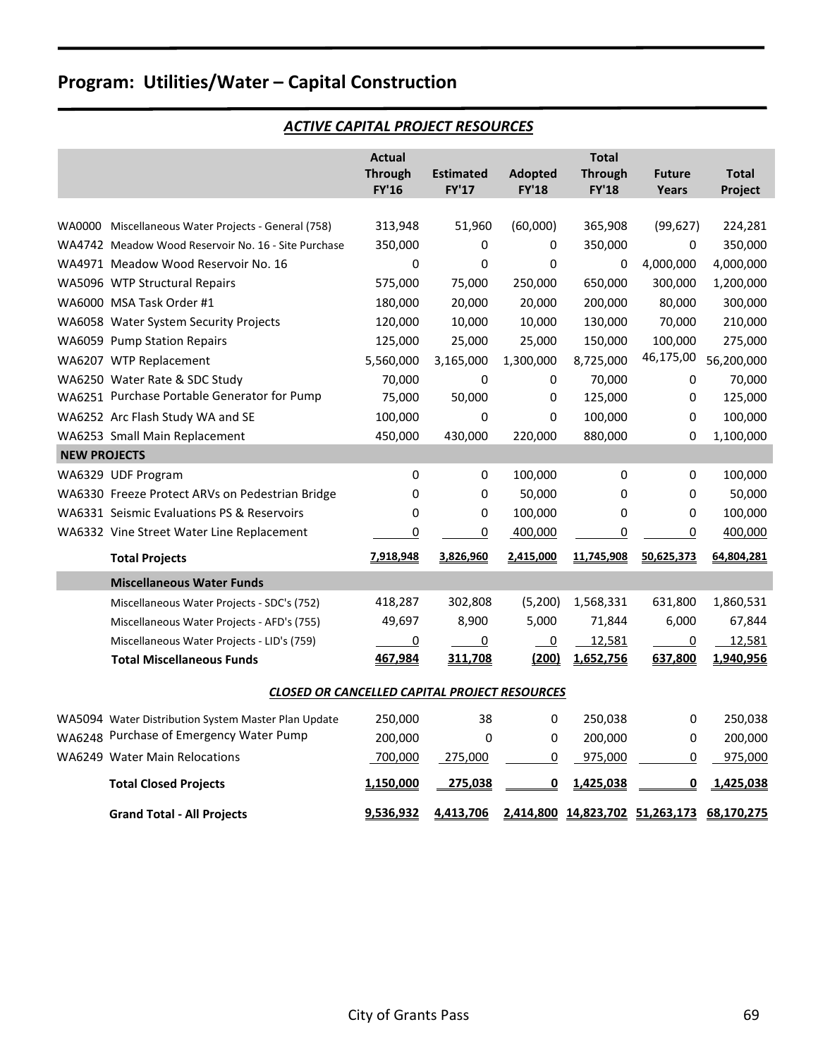# Program: Utilities/Water – Capital Construction

## *ACTIVE CAPITAL PROJECT RESOURCES*

| | | Actual Through FY'16 | Estimated FY'17 | Adopted FY'18 | Total Through FY'18 | Future Years | Total Project |
|---|---|---|---|---|---|---|---|
| WA0000 | Miscellaneous Water Projects - General (758) | 313,948 | 51,960 | (60,000) | 365,908 | (99,627) | 224,281 |
| WA4742 | Meadow Wood Reservoir No. 16 - Site Purchase | 350,000 | 0 | 0 | 350,000 | 0 | 350,000 |
| WA4971 | Meadow Wood Reservoir No. 16 | 0 | 0 | 0 | 0 | 4,000,000 | 4,000,000 |
| WA5096 | WTP Structural Repairs | 575,000 | 75,000 | 250,000 | 650,000 | 300,000 | 1,200,000 |
| WA6000 | MSA Task Order #1 | 180,000 | 20,000 | 20,000 | 200,000 | 80,000 | 300,000 |
| WA6058 | Water System Security Projects | 120,000 | 10,000 | 10,000 | 130,000 | 70,000 | 210,000 |
| WA6059 | Pump Station Repairs | 125,000 | 25,000 | 25,000 | 150,000 | 100,000 | 275,000 |
| WA6207 | WTP Replacement | 5,560,000 | 3,165,000 | 1,300,000 | 8,725,000 | 46,175,00 | 56,200,000 |
| WA6250 | Water Rate & SDC Study | 70,000 | 0 | 0 | 70,000 | 0 | 70,000 |
| WA6251 | Purchase Portable Generator for Pump | 75,000 | 50,000 | 0 | 125,000 | 0 | 125,000 |
| WA6252 | Arc Flash Study WA and SE | 100,000 | 0 | 0 | 100,000 | 0 | 100,000 |
| WA6253 | Small Main Replacement | 450,000 | 430,000 | 220,000 | 880,000 | 0 | 1,100,000 |
| **NEW PROJECTS** | | | | | | | |
| WA6329 | UDF Program | 0 | 0 | 100,000 | 0 | 0 | 100,000 |
| WA6330 | Freeze Protect ARVs on Pedestrian Bridge | 0 | 0 | 50,000 | 0 | 0 | 50,000 |
| WA6331 | Seismic Evaluations PS & Reservoirs | 0 | 0 | 100,000 | 0 | 0 | 100,000 |
| WA6332 | Vine Street Water Line Replacement | 0 | 0 | 400,000 | 0 | 0 | 400,000 |
| | **Total Projects** | **7,918,948** | **3,826,960** | **2,415,000** | **11,745,908** | **50,625,373** | **64,804,281** |
| | **Miscellaneous Water Funds** | | | | | | |
| | Miscellaneous Water Projects - SDC's (752) | 418,287 | 302,808 | (5,200) | 1,568,331 | 631,800 | 1,860,531 |
| | Miscellaneous Water Projects - AFD's (755) | 49,697 | 8,900 | 5,000 | 71,844 | 6,000 | 67,844 |
| | Miscellaneous Water Projects - LID's (759) | 0 | 0 | 0 | 12,581 | 0 | 12,581 |
| | **Total Miscellaneous Funds** | **467,984** | **311,708** | **(200)** | **1,652,756** | **637,800** | **1,940,956** |

## *CLOSED OR CANCELLED CAPITAL PROJECT RESOURCES*

| | | Actual Through FY'16 | Estimated FY'17 | Adopted FY'18 | Total Through FY'18 | Future Years | Total Project |
|---|---|---|---|---|---|---|---|
| WA5094 | Water Distribution System Master Plan Update | 250,000 | 38 | 0 | 250,038 | 0 | 250,038 |
| WA6248 | Purchase of Emergency Water Pump | 200,000 | 0 | 0 | 200,000 | 0 | 200,000 |
| WA6249 | Water Main Relocations | 700,000 | 275,000 | 0 | 975,000 | 0 | 975,000 |
| | **Total Closed Projects** | **1,150,000** | **275,038** | **0** | **1,425,038** | **0** | **1,425,038** |
| | **Grand Total - All Projects** | **9,536,932** | **4,413,706** | **2,414,800** | **14,823,702** | **51,263,173** | **68,170,275** |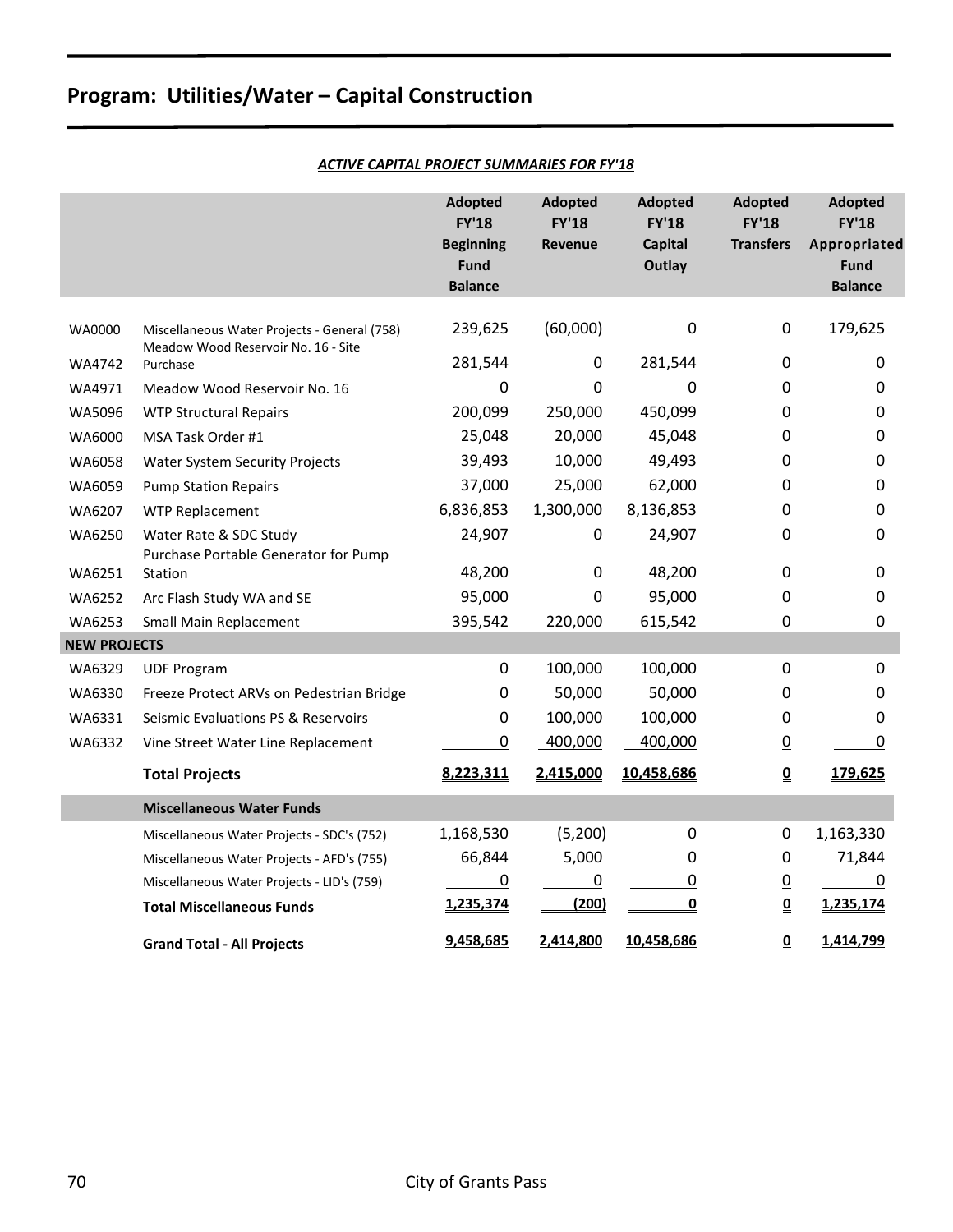# Program: Utilities/Water – Capital Construction

***ACTIVE CAPITAL PROJECT SUMMARIES FOR FY'18***

| | | Adopted FY'18 Beginning Fund Balance | Adopted FY'18 Revenue | Adopted FY'18 Capital Outlay | Adopted FY'18 Transfers | Adopted FY'18 Appropriated Fund Balance |
|---|---|---|---|---|---|---|
| WA0000 | Miscellaneous Water Projects - General (758) | 239,625 | (60,000) | 0 | 0 | 179,625 |
| WA4742 | Meadow Wood Reservoir No. 16 - Site Purchase | 281,544 | 0 | 281,544 | 0 | 0 |
| WA4971 | Meadow Wood Reservoir No. 16 | 0 | 0 | 0 | 0 | 0 |
| WA5096 | WTP Structural Repairs | 200,099 | 250,000 | 450,099 | 0 | 0 |
| WA6000 | MSA Task Order #1 | 25,048 | 20,000 | 45,048 | 0 | 0 |
| WA6058 | Water System Security Projects | 39,493 | 10,000 | 49,493 | 0 | 0 |
| WA6059 | Pump Station Repairs | 37,000 | 25,000 | 62,000 | 0 | 0 |
| WA6207 | WTP Replacement | 6,836,853 | 1,300,000 | 8,136,853 | 0 | 0 |
| WA6250 | Water Rate & SDC Study | 24,907 | 0 | 24,907 | 0 | 0 |
| WA6251 | Purchase Portable Generator for Pump Station | 48,200 | 0 | 48,200 | 0 | 0 |
| WA6252 | Arc Flash Study WA and SE | 95,000 | 0 | 95,000 | 0 | 0 |
| WA6253 | Small Main Replacement | 395,542 | 220,000 | 615,542 | 0 | 0 |
| **NEW PROJECTS** | | | | | | |
| WA6329 | UDF Program | 0 | 100,000 | 100,000 | 0 | 0 |
| WA6330 | Freeze Protect ARVs on Pedestrian Bridge | 0 | 50,000 | 50,000 | 0 | 0 |
| WA6331 | Seismic Evaluations PS & Reservoirs | 0 | 100,000 | 100,000 | 0 | 0 |
| WA6332 | Vine Street Water Line Replacement | 0 | 400,000 | 400,000 | 0 | 0 |
| | **Total Projects** | **8,223,311** | **2,415,000** | **10,458,686** | **0** | **179,625** |
| | **Miscellaneous Water Funds** | | | | | |
| | Miscellaneous Water Projects - SDC's (752) | 1,168,530 | (5,200) | 0 | 0 | 1,163,330 |
| | Miscellaneous Water Projects - AFD's (755) | 66,844 | 5,000 | 0 | 0 | 71,844 |
| | Miscellaneous Water Projects - LID's (759) | 0 | 0 | 0 | 0 | 0 |
| | **Total Miscellaneous Funds** | **1,235,374** | **(200)** | **0** | **0** | **1,235,174** |
| | **Grand Total - All Projects** | **9,458,685** | **2,414,800** | **10,458,686** | **0** | **1,414,799** |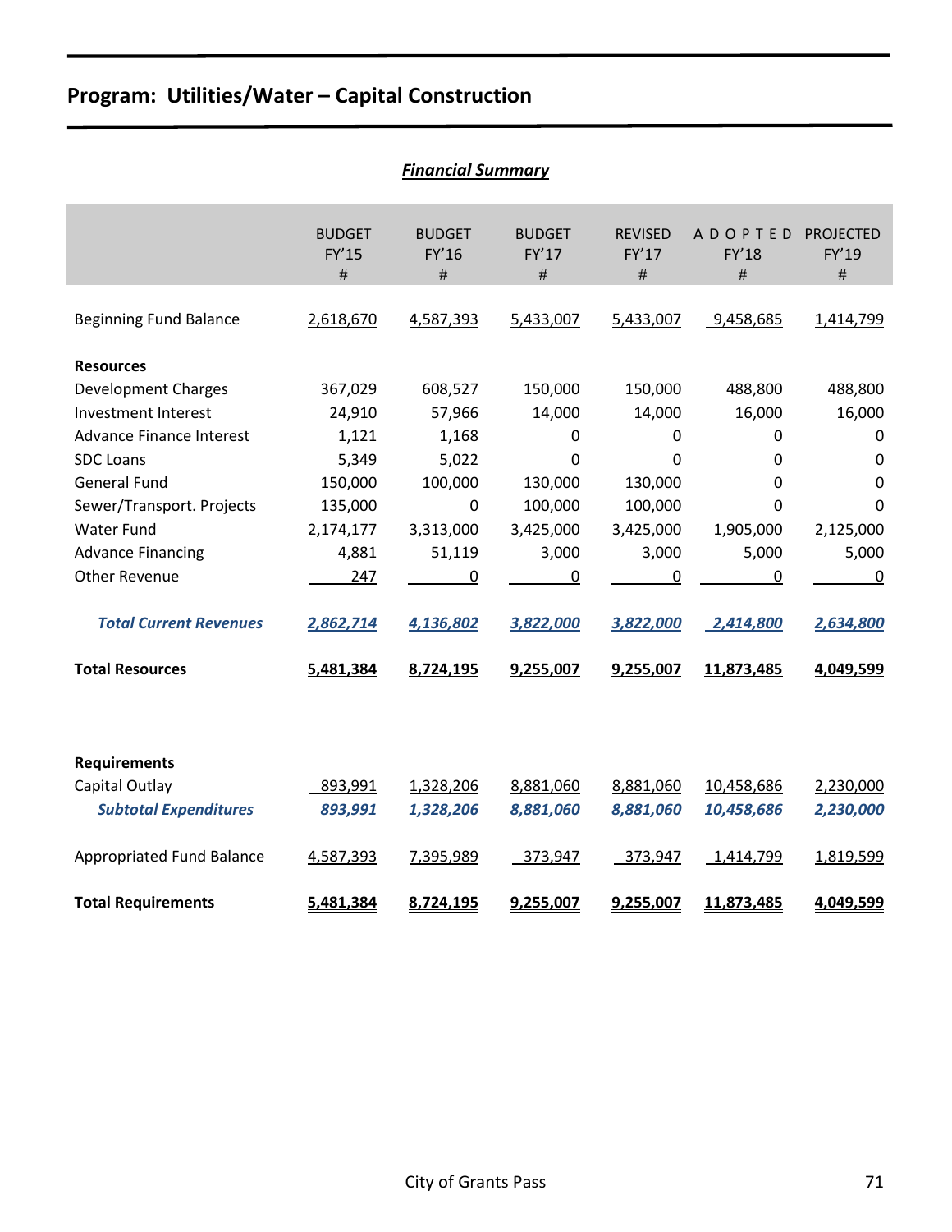# Program: Utilities/Water – Capital Construction

***Financial Summary***

| | BUDGET FY'15 # | BUDGET FY'16 # | BUDGET FY'17 # | REVISED FY'17 # | ADOPTED FY'18 # | PROJECTED FY'19 # |
|---|---|---|---|---|---|---|
| Beginning Fund Balance | 2,618,670 | 4,587,393 | 5,433,007 | 5,433,007 | 9,458,685 | 1,414,799 |
| **Resources** | | | | | | |
| Development Charges | 367,029 | 608,527 | 150,000 | 150,000 | 488,800 | 488,800 |
| Investment Interest | 24,910 | 57,966 | 14,000 | 14,000 | 16,000 | 16,000 |
| Advance Finance Interest | 1,121 | 1,168 | 0 | 0 | 0 | 0 |
| SDC Loans | 5,349 | 5,022 | 0 | 0 | 0 | 0 |
| General Fund | 150,000 | 100,000 | 130,000 | 130,000 | 0 | 0 |
| Sewer/Transport. Projects | 135,000 | 0 | 100,000 | 100,000 | 0 | 0 |
| Water Fund | 2,174,177 | 3,313,000 | 3,425,000 | 3,425,000 | 1,905,000 | 2,125,000 |
| Advance Financing | 4,881 | 51,119 | 3,000 | 3,000 | 5,000 | 5,000 |
| Other Revenue | 247 | 0 | 0 | 0 | 0 | 0 |
| ***Total Current Revenues*** | ***2,862,714*** | ***4,136,802*** | ***3,822,000*** | ***3,822,000*** | ***2,414,800*** | ***2,634,800*** |
| **Total Resources** | **5,481,384** | **8,724,195** | **9,255,007** | **9,255,007** | **11,873,485** | **4,049,599** |
| **Requirements** | | | | | | |
| Capital Outlay | 893,991 | 1,328,206 | 8,881,060 | 8,881,060 | 10,458,686 | 2,230,000 |
| ***Subtotal Expenditures*** | ***893,991*** | ***1,328,206*** | ***8,881,060*** | ***8,881,060*** | ***10,458,686*** | ***2,230,000*** |
| Appropriated Fund Balance | 4,587,393 | 7,395,989 | 373,947 | 373,947 | 1,414,799 | 1,819,599 |
| **Total Requirements** | **5,481,384** | **8,724,195** | **9,255,007** | **9,255,007** | **11,873,485** | **4,049,599** |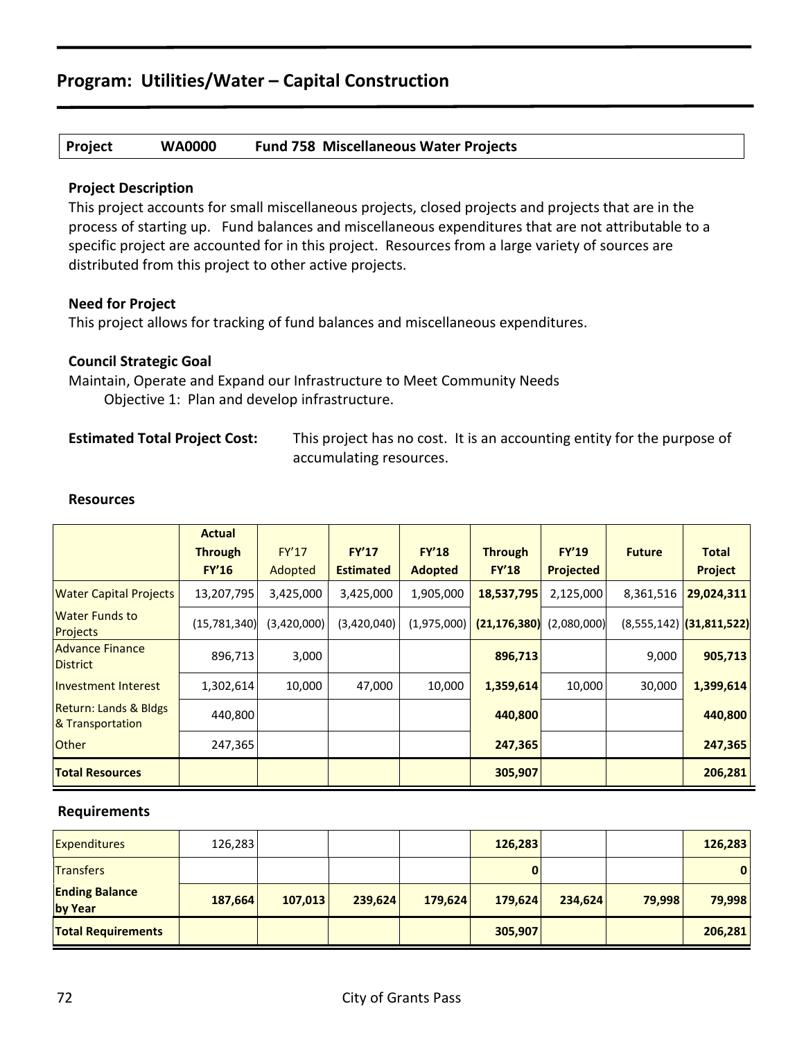## Program: Utilities/Water – Capital Construction

| Project | WA0000 | Fund 758 Miscellaneous Water Projects |
|---|---|---|

### Project Description

This project accounts for small miscellaneous projects, closed projects and projects that are in the process of starting up. Fund balances and miscellaneous expenditures that are not attributable to a specific project are accounted for in this project. Resources from a large variety of sources are distributed from this project to other active projects.

### Need for Project

This project allows for tracking of fund balances and miscellaneous expenditures.

### Council Strategic Goal

Maintain, Operate and Expand our Infrastructure to Meet Community Needs
Objective 1: Plan and develop infrastructure.

**Estimated Total Project Cost:** This project has no cost. It is an accounting entity for the purpose of accumulating resources.

### Resources

| | Actual Through FY'16 | FY'17 Adopted | FY'17 Estimated | FY'18 Adopted | Through FY'18 | FY'19 Projected | Future | Total Project |
|---|---|---|---|---|---|---|---|---|
| Water Capital Projects | 13,207,795 | 3,425,000 | 3,425,000 | 1,905,000 | **18,537,795** | 2,125,000 | 8,361,516 | **29,024,311** |
| Water Funds to Projects | (15,781,340) | (3,420,000) | (3,420,040) | (1,975,000) | **(21,176,380)** | (2,080,000) | (8,555,142) | **(31,811,522)** |
| Advance Finance District | 896,713 | 3,000 | | | **896,713** | | 9,000 | **905,713** |
| Investment Interest | 1,302,614 | 10,000 | 47,000 | 10,000 | **1,359,614** | 10,000 | 30,000 | **1,399,614** |
| Return: Lands & Bldgs & Transportation | 440,800 | | | | **440,800** | | | **440,800** |
| Other | 247,365 | | | | **247,365** | | | **247,365** |
| **Total Resources** | | | | | **305,907** | | | **206,281** |

### Requirements

| | Actual Through FY'16 | FY'17 Adopted | FY'17 Estimated | FY'18 Adopted | Through FY'18 | FY'19 Projected | Future | Total Project |
|---|---|---|---|---|---|---|---|---|
| Expenditures | 126,283 | | | | **126,283** | | | **126,283** |
| Transfers | | | | | **0** | | | **0** |
| **Ending Balance by Year** | **187,664** | **107,013** | **239,624** | **179,624** | **179,624** | **234,624** | **79,998** | **79,998** |
| **Total Requirements** | | | | | **305,907** | | | **206,281** |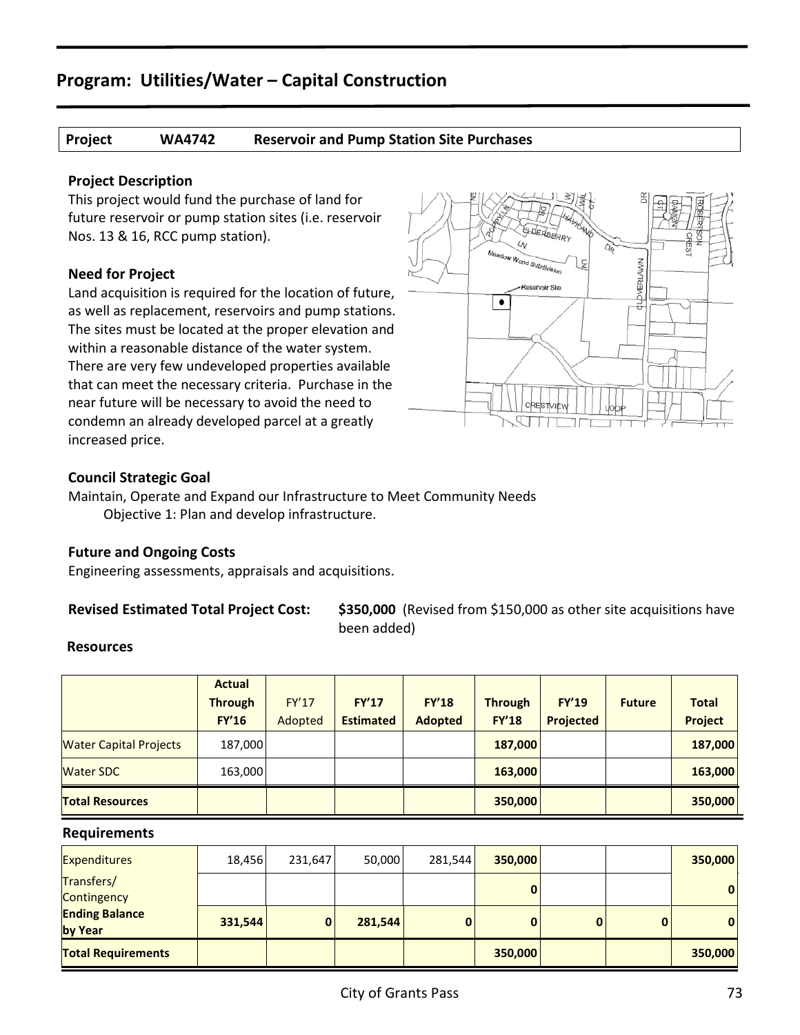# Program: Utilities/Water – Capital Construction

| Project | WA4742 | Reservoir and Pump Station Site Purchases |
|---|---|---|

### Project Description

This project would fund the purchase of land for future reservoir or pump station sites (i.e. reservoir Nos. 13 & 16, RCC pump station).

### Need for Project

Land acquisition is required for the location of future, as well as replacement, reservoirs and pump stations. The sites must be located at the proper elevation and within a reasonable distance of the water system. There are very few undeveloped properties available that can meet the necessary criteria. Purchase in the near future will be necessary to avoid the need to condemn an already developed parcel at a greatly increased price.

### Council Strategic Goal

Maintain, Operate and Expand our Infrastructure to Meet Community Needs
Objective 1: Plan and develop infrastructure.

### Future and Ongoing Costs

Engineering assessments, appraisals and acquisitions.

**Revised Estimated Total Project Cost:** **$350,000** (Revised from $150,000 as other site acquisitions have been added)

### Resources

| | Actual Through FY'16 | FY'17 Adopted | FY'17 Estimated | FY'18 Adopted | Through FY'18 | FY'19 Projected | Future | Total Project |
|---|---|---|---|---|---|---|---|---|
| Water Capital Projects | 187,000 | | | | **187,000** | | | **187,000** |
| Water SDC | 163,000 | | | | **163,000** | | | **163,000** |
| **Total Resources** | | | | | **350,000** | | | **350,000** |

### Requirements

| | Actual Through FY'16 | FY'17 Adopted | FY'17 Estimated | FY'18 Adopted | Through FY'18 | FY'19 Projected | Future | Total Project |
|---|---|---|---|---|---|---|---|---|
| Expenditures | 18,456 | 231,647 | 50,000 | 281,544 | **350,000** | | | **350,000** |
| Transfers/ Contingency | | | | | **0** | | | **0** |
| **Ending Balance by Year** | **331,544** | **0** | **281,544** | **0** | **0** | **0** | **0** | **0** |
| **Total Requirements** | | | | | **350,000** | | | **350,000** |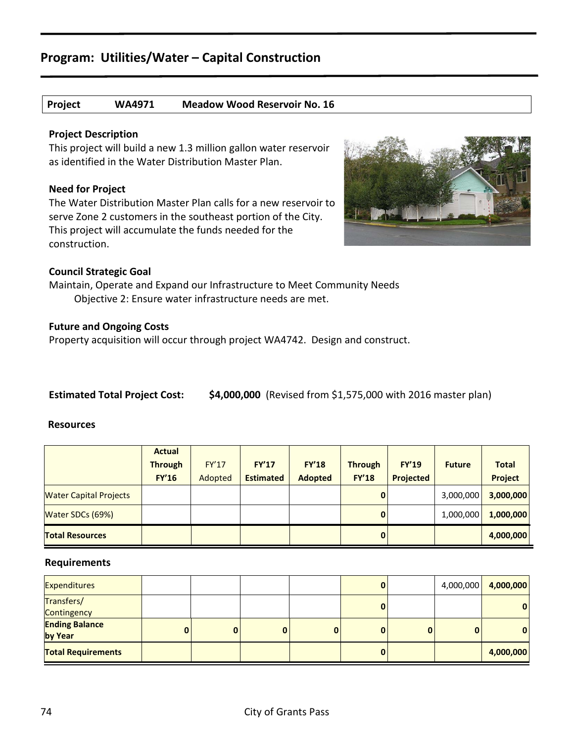## Program: Utilities/Water – Capital Construction

| Project | WA4971 | Meadow Wood Reservoir No. 16 |
|---|---|---|

### Project Description

This project will build a new 1.3 million gallon water reservoir as identified in the Water Distribution Master Plan.

### Need for Project

The Water Distribution Master Plan calls for a new reservoir to serve Zone 2 customers in the southeast portion of the City. This project will accumulate the funds needed for the construction.

### Council Strategic Goal

Maintain, Operate and Expand our Infrastructure to Meet Community Needs
Objective 2: Ensure water infrastructure needs are met.

### Future and Ongoing Costs

Property acquisition will occur through project WA4742. Design and construct.

**Estimated Total Project Cost:** **$4,000,000** (Revised from $1,575,000 with 2016 master plan)

### Resources

| | Actual Through FY'16 | FY'17 Adopted | FY'17 Estimated | FY'18 Adopted | Through FY'18 | FY'19 Projected | Future | Total Project |
|---|---|---|---|---|---|---|---|---|
| Water Capital Projects | | | | | 0 | | 3,000,000 | 3,000,000 |
| Water SDCs (69%) | | | | | 0 | | 1,000,000 | 1,000,000 |
| **Total Resources** | | | | | 0 | | | 4,000,000 |

### Requirements

| | Actual Through FY'16 | FY'17 Adopted | FY'17 Estimated | FY'18 Adopted | Through FY'18 | FY'19 Projected | Future | Total Project |
|---|---|---|---|---|---|---|---|---|
| Expenditures | | | | | 0 | | 4,000,000 | 4,000,000 |
| Transfers/ Contingency | | | | | 0 | | | 0 |
| **Ending Balance by Year** | 0 | 0 | 0 | 0 | 0 | 0 | 0 | 0 |
| **Total Requirements** | | | | | 0 | | | 4,000,000 |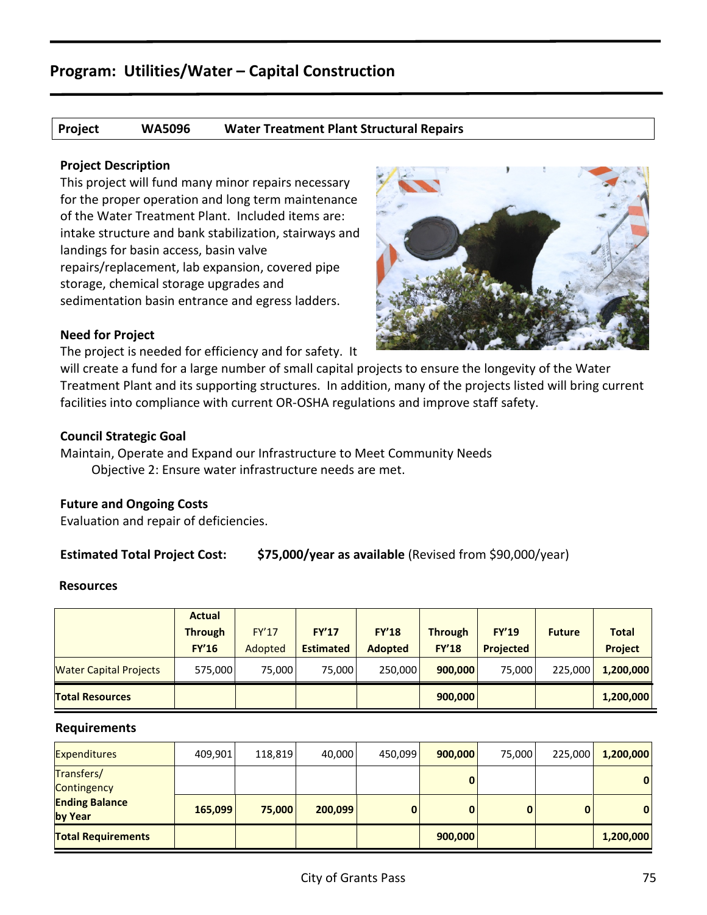## Program: Utilities/Water – Capital Construction

| Project | WA5096 | Water Treatment Plant Structural Repairs |
|---|---|---|

### Project Description

This project will fund many minor repairs necessary for the proper operation and long term maintenance of the Water Treatment Plant. Included items are: intake structure and bank stabilization, stairways and landings for basin access, basin valve repairs/replacement, lab expansion, covered pipe storage, chemical storage upgrades and sedimentation basin entrance and egress ladders.

### Need for Project

The project is needed for efficiency and for safety. It will create a fund for a large number of small capital projects to ensure the longevity of the Water Treatment Plant and its supporting structures. In addition, many of the projects listed will bring current facilities into compliance with current OR-OSHA regulations and improve staff safety.

### Council Strategic Goal

Maintain, Operate and Expand our Infrastructure to Meet Community Needs
Objective 2: Ensure water infrastructure needs are met.

### Future and Ongoing Costs

Evaluation and repair of deficiencies.

**Estimated Total Project Cost:** **$75,000/year as available** (Revised from $90,000/year)

### Resources

| | Actual Through FY'16 | FY'17 Adopted | FY'17 Estimated | FY'18 Adopted | Through FY'18 | FY'19 Projected | Future | Total Project |
|---|---|---|---|---|---|---|---|---|
| Water Capital Projects | 575,000 | 75,000 | 75,000 | 250,000 | **900,000** | 75,000 | 225,000 | **1,200,000** |
| **Total Resources** | | | | | **900,000** | | | **1,200,000** |

### Requirements

| | Actual Through FY'16 | FY'17 Adopted | FY'17 Estimated | FY'18 Adopted | Through FY'18 | FY'19 Projected | Future | Total Project |
|---|---|---|---|---|---|---|---|---|
| Expenditures | 409,901 | 118,819 | 40,000 | 450,099 | **900,000** | 75,000 | 225,000 | **1,200,000** |
| Transfers/ Contingency | | | | | **0** | | | **0** |
| **Ending Balance by Year** | **165,099** | **75,000** | **200,099** | **0** | **0** | **0** | **0** | **0** |
| **Total Requirements** | | | | | **900,000** | | | **1,200,000** |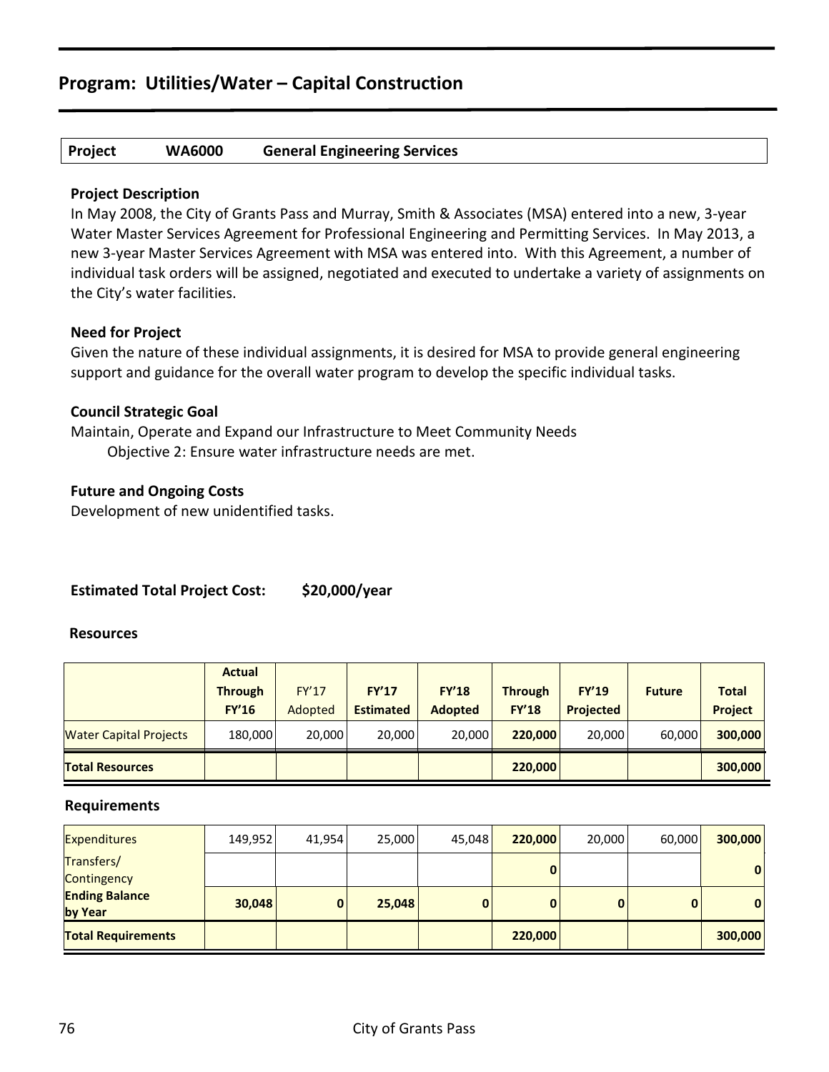# Program: Utilities/Water – Capital Construction

| Project | WA6000 | General Engineering Services |
|---|---|---|

### Project Description

In May 2008, the City of Grants Pass and Murray, Smith & Associates (MSA) entered into a new, 3-year Water Master Services Agreement for Professional Engineering and Permitting Services. In May 2013, a new 3-year Master Services Agreement with MSA was entered into. With this Agreement, a number of individual task orders will be assigned, negotiated and executed to undertake a variety of assignments on the City's water facilities.

### Need for Project

Given the nature of these individual assignments, it is desired for MSA to provide general engineering support and guidance for the overall water program to develop the specific individual tasks.

### Council Strategic Goal

Maintain, Operate and Expand our Infrastructure to Meet Community Needs
Objective 2: Ensure water infrastructure needs are met.

### Future and Ongoing Costs

Development of new unidentified tasks.

**Estimated Total Project Cost: $20,000/year**

### Resources

| | Actual Through FY'16 | FY'17 Adopted | FY'17 Estimated | FY'18 Adopted | Through FY'18 | FY'19 Projected | Future | Total Project |
|---|---|---|---|---|---|---|---|---|
| Water Capital Projects | 180,000 | 20,000 | 20,000 | 20,000 | **220,000** | 20,000 | 60,000 | **300,000** |
| **Total Resources** | | | | | **220,000** | | | **300,000** |

### Requirements

| | Actual Through FY'16 | FY'17 Adopted | FY'17 Estimated | FY'18 Adopted | Through FY'18 | FY'19 Projected | Future | Total Project |
|---|---|---|---|---|---|---|---|---|
| Expenditures | 149,952 | 41,954 | 25,000 | 45,048 | **220,000** | 20,000 | 60,000 | **300,000** |
| Transfers/ Contingency | | | | | **0** | | | **0** |
| **Ending Balance by Year** | **30,048** | **0** | **25,048** | **0** | **0** | **0** | **0** | **0** |
| **Total Requirements** | | | | | **220,000** | | | **300,000** |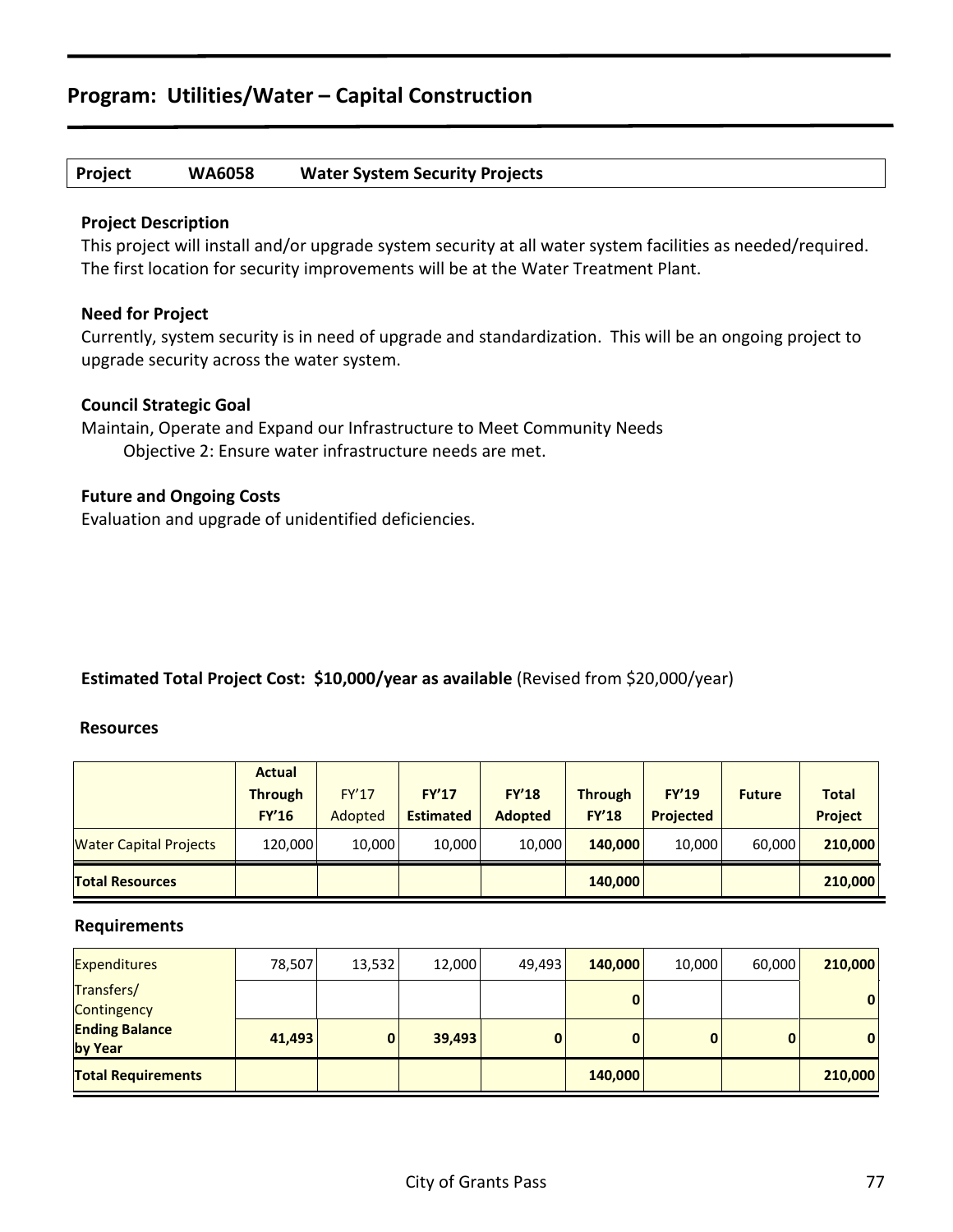# Program: Utilities/Water – Capital Construction

| Project | WA6058 | Water System Security Projects |
|---|---|---|

### Project Description

This project will install and/or upgrade system security at all water system facilities as needed/required. The first location for security improvements will be at the Water Treatment Plant.

### Need for Project

Currently, system security is in need of upgrade and standardization. This will be an ongoing project to upgrade security across the water system.

### Council Strategic Goal

Maintain, Operate and Expand our Infrastructure to Meet Community Needs
Objective 2: Ensure water infrastructure needs are met.

### Future and Ongoing Costs

Evaluation and upgrade of unidentified deficiencies.

**Estimated Total Project Cost: $10,000/year as available** (Revised from $20,000/year)

### Resources

| | Actual Through FY'16 | FY'17 Adopted | FY'17 Estimated | FY'18 Adopted | Through FY'18 | FY'19 Projected | Future | Total Project |
|---|---|---|---|---|---|---|---|---|
| Water Capital Projects | 120,000 | 10,000 | 10,000 | 10,000 | **140,000** | 10,000 | 60,000 | **210,000** |
| **Total Resources** | | | | | **140,000** | | | **210,000** |

### Requirements

| | Actual Through FY'16 | FY'17 Adopted | FY'17 Estimated | FY'18 Adopted | Through FY'18 | FY'19 Projected | Future | Total Project |
|---|---|---|---|---|---|---|---|---|
| Expenditures | 78,507 | 13,532 | 12,000 | 49,493 | **140,000** | 10,000 | 60,000 | **210,000** |
| Transfers/ Contingency | | | | | **0** | | | **0** |
| **Ending Balance by Year** | **41,493** | **0** | **39,493** | **0** | **0** | **0** | **0** | **0** |
| **Total Requirements** | | | | | **140,000** | | | **210,000** |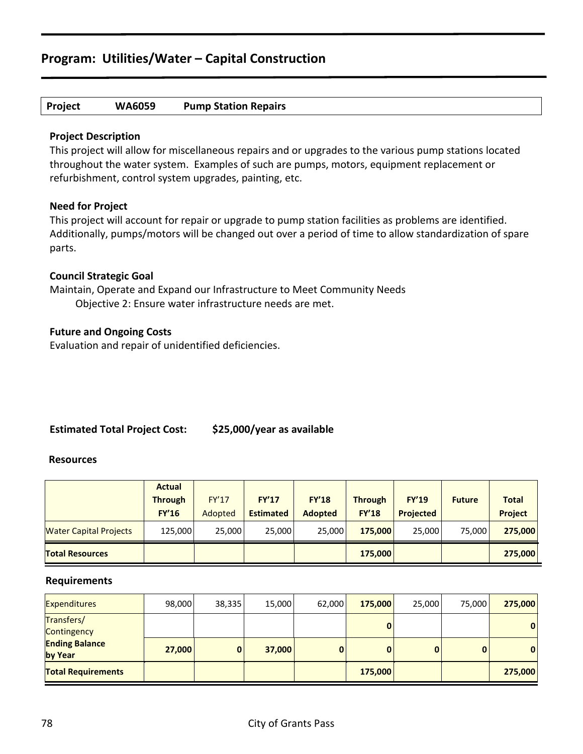## Program: Utilities/Water – Capital Construction

| Project | WA6059 | Pump Station Repairs |
|---|---|---|

### Project Description

This project will allow for miscellaneous repairs and or upgrades to the various pump stations located throughout the water system. Examples of such are pumps, motors, equipment replacement or refurbishment, control system upgrades, painting, etc.

### Need for Project

This project will account for repair or upgrade to pump station facilities as problems are identified. Additionally, pumps/motors will be changed out over a period of time to allow standardization of spare parts.

### Council Strategic Goal

Maintain, Operate and Expand our Infrastructure to Meet Community Needs
Objective 2: Ensure water infrastructure needs are met.

### Future and Ongoing Costs

Evaluation and repair of unidentified deficiencies.

**Estimated Total Project Cost: $25,000/year as available**

### Resources

| | Actual Through FY'16 | FY'17 Adopted | FY'17 Estimated | FY'18 Adopted | Through FY'18 | FY'19 Projected | Future | Total Project |
|---|---|---|---|---|---|---|---|---|
| Water Capital Projects | 125,000 | 25,000 | 25,000 | 25,000 | **175,000** | 25,000 | 75,000 | **275,000** |
| **Total Resources** | | | | | **175,000** | | | **275,000** |

### Requirements

| | Actual Through FY'16 | FY'17 Adopted | FY'17 Estimated | FY'18 Adopted | Through FY'18 | FY'19 Projected | Future | Total Project |
|---|---|---|---|---|---|---|---|---|
| Expenditures | 98,000 | 38,335 | 15,000 | 62,000 | **175,000** | 25,000 | 75,000 | **275,000** |
| Transfers/ Contingency | | | | | **0** | | | **0** |
| **Ending Balance by Year** | **27,000** | **0** | **37,000** | **0** | **0** | **0** | **0** | **0** |
| **Total Requirements** | | | | | **175,000** | | | **275,000** |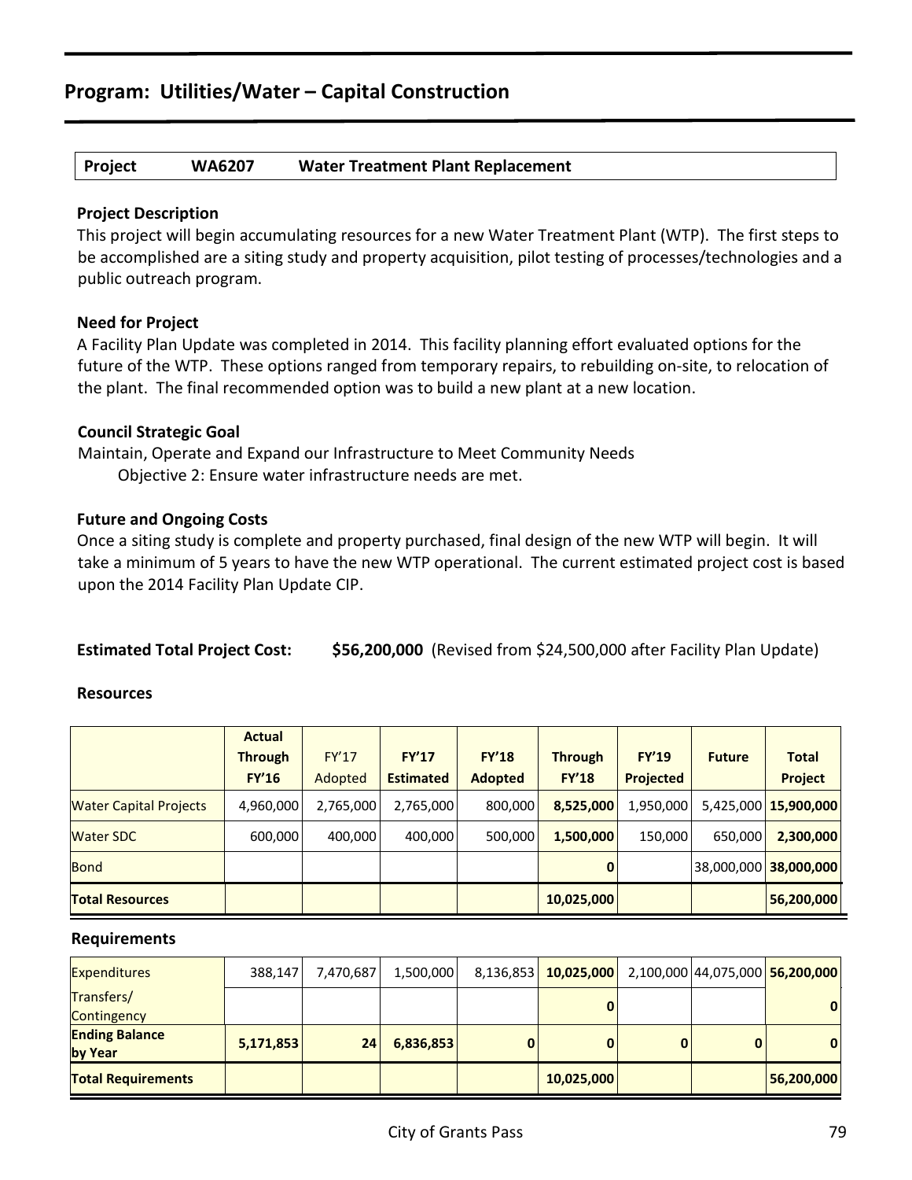## Program: Utilities/Water – Capital Construction

| Project | WA6207 | Water Treatment Plant Replacement |
|---|---|---|

### Project Description

This project will begin accumulating resources for a new Water Treatment Plant (WTP). The first steps to be accomplished are a siting study and property acquisition, pilot testing of processes/technologies and a public outreach program.

### Need for Project

A Facility Plan Update was completed in 2014. This facility planning effort evaluated options for the future of the WTP. These options ranged from temporary repairs, to rebuilding on-site, to relocation of the plant. The final recommended option was to build a new plant at a new location.

### Council Strategic Goal

Maintain, Operate and Expand our Infrastructure to Meet Community Needs
Objective 2: Ensure water infrastructure needs are met.

### Future and Ongoing Costs

Once a siting study is complete and property purchased, final design of the new WTP will begin. It will take a minimum of 5 years to have the new WTP operational. The current estimated project cost is based upon the 2014 Facility Plan Update CIP.

**Estimated Total Project Cost:** **$56,200,000** (Revised from $24,500,000 after Facility Plan Update)

### Resources

| | Actual Through FY'16 | FY'17 Adopted | FY'17 Estimated | FY'18 Adopted | Through FY'18 | FY'19 Projected | Future | Total Project |
|---|---|---|---|---|---|---|---|---|
| Water Capital Projects | 4,960,000 | 2,765,000 | 2,765,000 | 800,000 | **8,525,000** | 1,950,000 | 5,425,000 | **15,900,000** |
| Water SDC | 600,000 | 400,000 | 400,000 | 500,000 | **1,500,000** | 150,000 | 650,000 | **2,300,000** |
| Bond | | | | | **0** | | 38,000,000 | **38,000,000** |
| **Total Resources** | | | | | **10,025,000** | | | **56,200,000** |

### Requirements

| | Actual Through FY'16 | FY'17 Adopted | FY'17 Estimated | FY'18 Adopted | Through FY'18 | FY'19 Projected | Future | Total Project |
|---|---|---|---|---|---|---|---|---|
| Expenditures | 388,147 | 7,470,687 | 1,500,000 | 8,136,853 | **10,025,000** | 2,100,000 | 44,075,000 | **56,200,000** |
| Transfers/ Contingency | | | | | **0** | | | **0** |
| **Ending Balance by Year** | **5,171,853** | **24** | **6,836,853** | **0** | **0** | **0** | **0** | **0** |
| **Total Requirements** | | | | | **10,025,000** | | | **56,200,000** |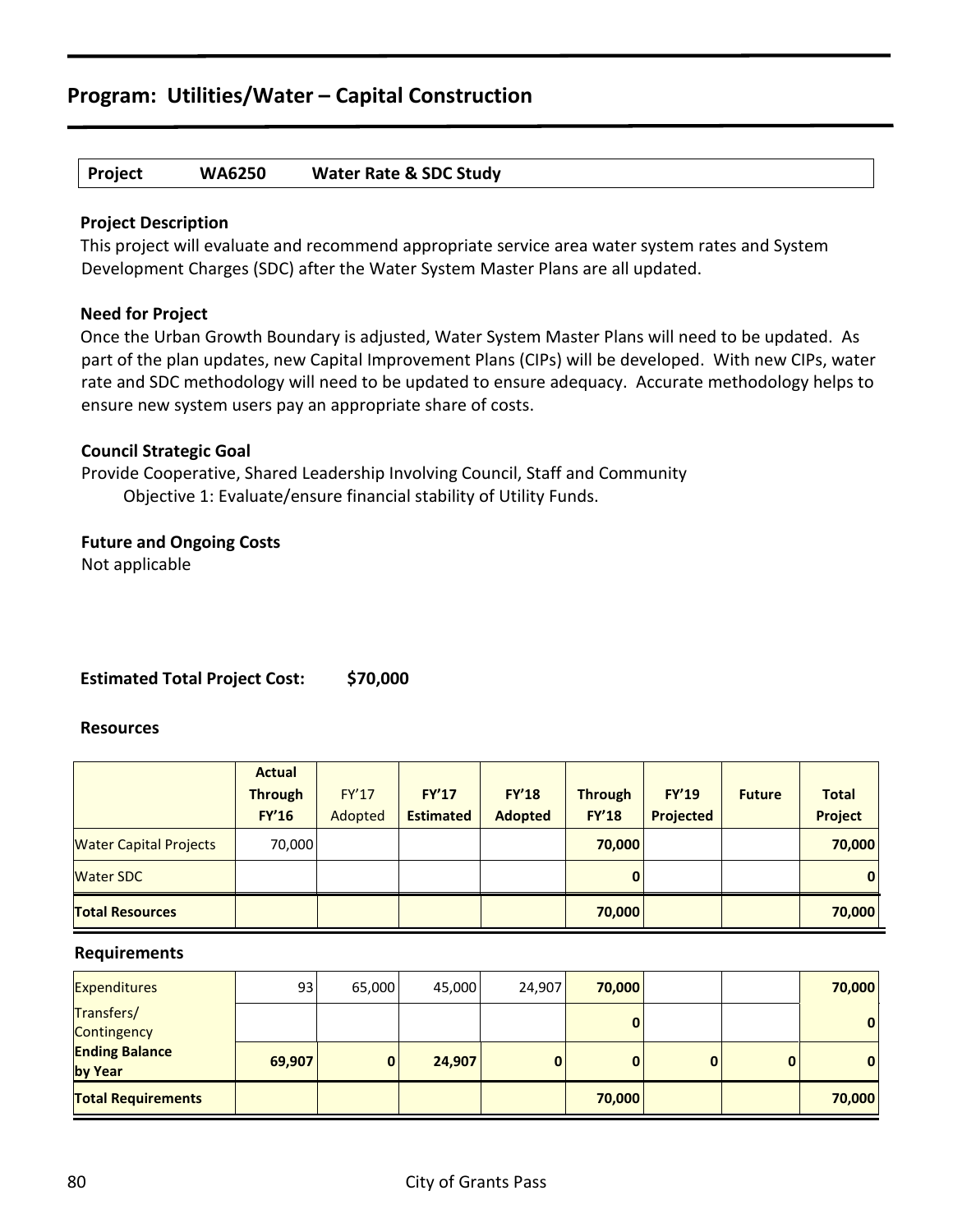## Program: Utilities/Water – Capital Construction

| Project | WA6250 | Water Rate & SDC Study |
|---|---|---|

**Project Description**

This project will evaluate and recommend appropriate service area water system rates and System Development Charges (SDC) after the Water System Master Plans are all updated.

**Need for Project**

Once the Urban Growth Boundary is adjusted, Water System Master Plans will need to be updated. As part of the plan updates, new Capital Improvement Plans (CIPs) will be developed. With new CIPs, water rate and SDC methodology will need to be updated to ensure adequacy. Accurate methodology helps to ensure new system users pay an appropriate share of costs.

**Council Strategic Goal**

Provide Cooperative, Shared Leadership Involving Council, Staff and Community
 Objective 1: Evaluate/ensure financial stability of Utility Funds.

**Future and Ongoing Costs**

Not applicable

**Estimated Total Project Cost: $70,000**

**Resources**

| | Actual Through FY'16 | FY'17 Adopted | FY'17 Estimated | FY'18 Adopted | Through FY'18 | FY'19 Projected | Future | Total Project |
|---|---|---|---|---|---|---|---|---|
| Water Capital Projects | 70,000 | | | | **70,000** | | | **70,000** |
| Water SDC | | | | | **0** | | | **0** |
| **Total Resources** | | | | | **70,000** | | | **70,000** |

**Requirements**

| | Actual Through FY'16 | FY'17 Adopted | FY'17 Estimated | FY'18 Adopted | Through FY'18 | FY'19 Projected | Future | Total Project |
|---|---|---|---|---|---|---|---|---|
| Expenditures | 93 | 65,000 | 45,000 | 24,907 | **70,000** | | | **70,000** |
| Transfers/ Contingency | | | | | **0** | | | **0** |
| **Ending Balance by Year** | **69,907** | **0** | **24,907** | **0** | **0** | **0** | **0** | **0** |
| **Total Requirements** | | | | | **70,000** | | | **70,000** |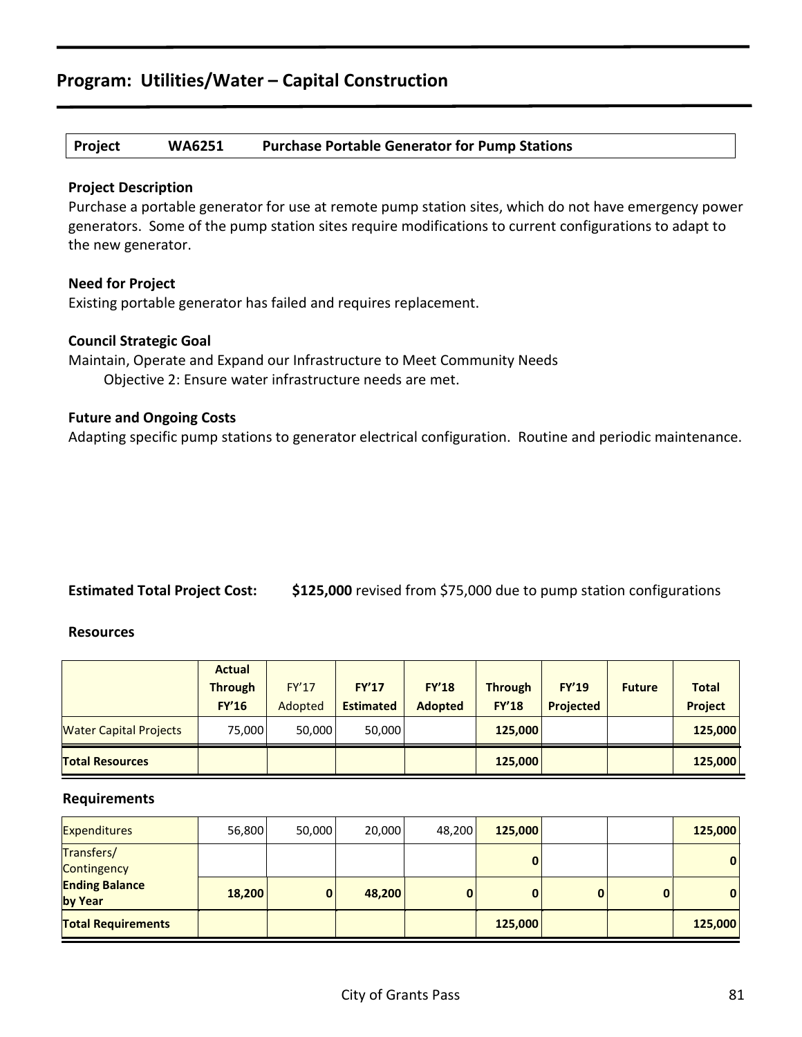## Program: Utilities/Water – Capital Construction

| Project | WA6251 | Purchase Portable Generator for Pump Stations |
|---|---|---|

**Project Description**

Purchase a portable generator for use at remote pump station sites, which do not have emergency power generators. Some of the pump station sites require modifications to current configurations to adapt to the new generator.

**Need for Project**

Existing portable generator has failed and requires replacement.

**Council Strategic Goal**

Maintain, Operate and Expand our Infrastructure to Meet Community Needs

Objective 2: Ensure water infrastructure needs are met.

**Future and Ongoing Costs**

Adapting specific pump stations to generator electrical configuration. Routine and periodic maintenance.

**Estimated Total Project Cost:** **$125,000** revised from $75,000 due to pump station configurations

**Resources**

| | Actual Through FY'16 | FY'17 Adopted | FY'17 Estimated | FY'18 Adopted | Through FY'18 | FY'19 Projected | Future | Total Project |
|---|---|---|---|---|---|---|---|---|
| Water Capital Projects | 75,000 | 50,000 | 50,000 | | 125,000 | | | 125,000 |
| **Total Resources** | | | | | **125,000** | | | **125,000** |

**Requirements**

| | Actual Through FY'16 | FY'17 Adopted | FY'17 Estimated | FY'18 Adopted | Through FY'18 | FY'19 Projected | Future | Total Project |
|---|---|---|---|---|---|---|---|---|
| Expenditures | 56,800 | 50,000 | 20,000 | 48,200 | 125,000 | | | 125,000 |
| Transfers/ Contingency | | | | | 0 | | | 0 |
| **Ending Balance by Year** | 18,200 | 0 | 48,200 | 0 | 0 | 0 | 0 | 0 |
| **Total Requirements** | | | | | **125,000** | | | **125,000** |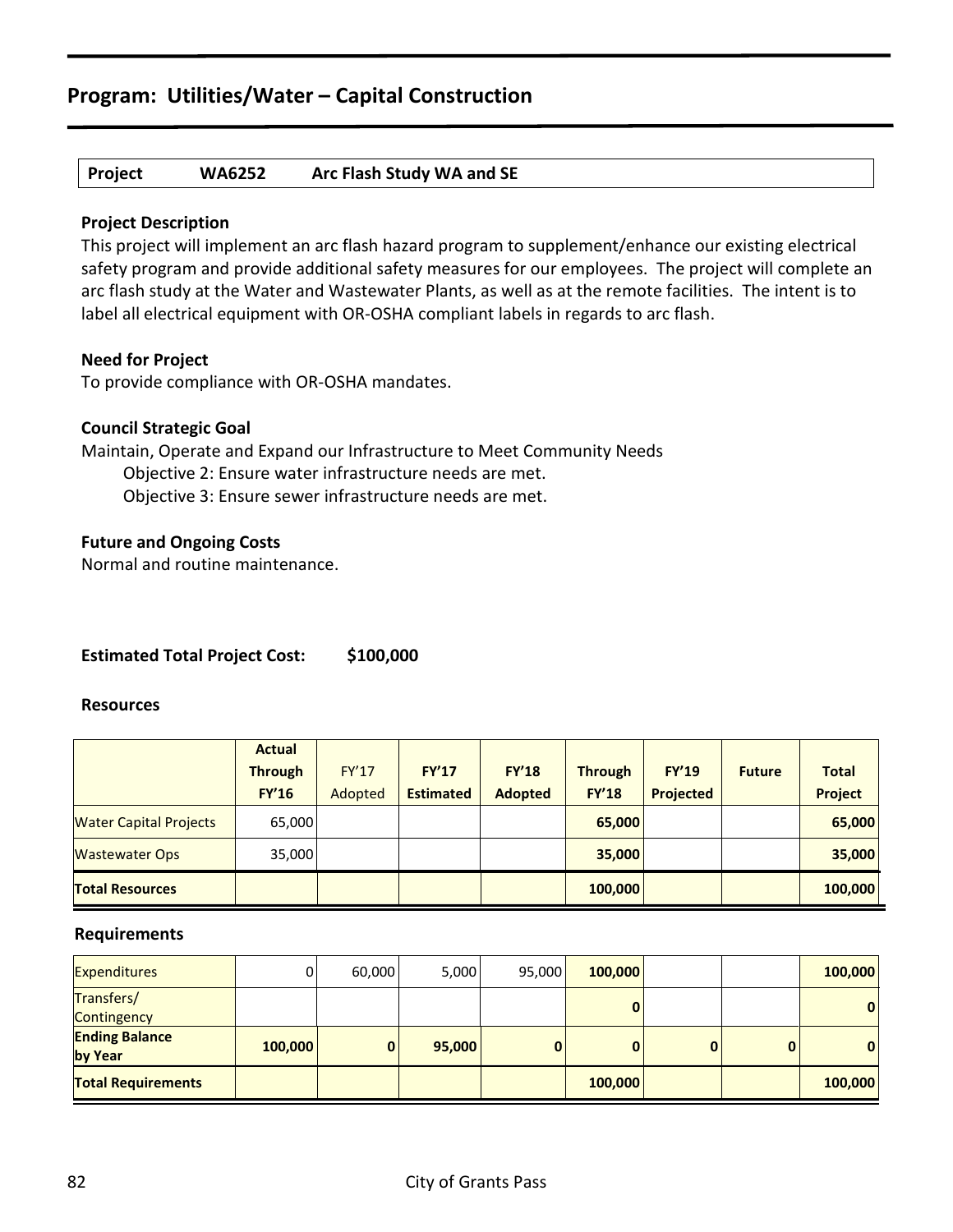## Program: Utilities/Water – Capital Construction

| Project | WA6252 | Arc Flash Study WA and SE |
|---|---|---|

**Project Description**

This project will implement an arc flash hazard program to supplement/enhance our existing electrical safety program and provide additional safety measures for our employees. The project will complete an arc flash study at the Water and Wastewater Plants, as well as at the remote facilities. The intent is to label all electrical equipment with OR-OSHA compliant labels in regards to arc flash.

**Need for Project**

To provide compliance with OR-OSHA mandates.

**Council Strategic Goal**

Maintain, Operate and Expand our Infrastructure to Meet Community Needs

Objective 2: Ensure water infrastructure needs are met.

Objective 3: Ensure sewer infrastructure needs are met.

**Future and Ongoing Costs**

Normal and routine maintenance.

**Estimated Total Project Cost: $100,000**

**Resources**

| | Actual Through FY'16 | FY'17 Adopted | FY'17 Estimated | FY'18 Adopted | Through FY'18 | FY'19 Projected | Future | Total Project |
|---|---|---|---|---|---|---|---|---|
| Water Capital Projects | 65,000 | | | | **65,000** | | | **65,000** |
| Wastewater Ops | 35,000 | | | | **35,000** | | | **35,000** |
| **Total Resources** | | | | | **100,000** | | | **100,000** |

**Requirements**

| | Actual Through FY'16 | FY'17 Adopted | FY'17 Estimated | FY'18 Adopted | Through FY'18 | FY'19 Projected | Future | Total Project |
|---|---|---|---|---|---|---|---|---|
| Expenditures | 0 | 60,000 | 5,000 | 95,000 | **100,000** | | | **100,000** |
| Transfers/ Contingency | | | | | **0** | | | **0** |
| **Ending Balance by Year** | **100,000** | **0** | **95,000** | **0** | **0** | **0** | **0** | **0** |
| **Total Requirements** | | | | | **100,000** | | | **100,000** |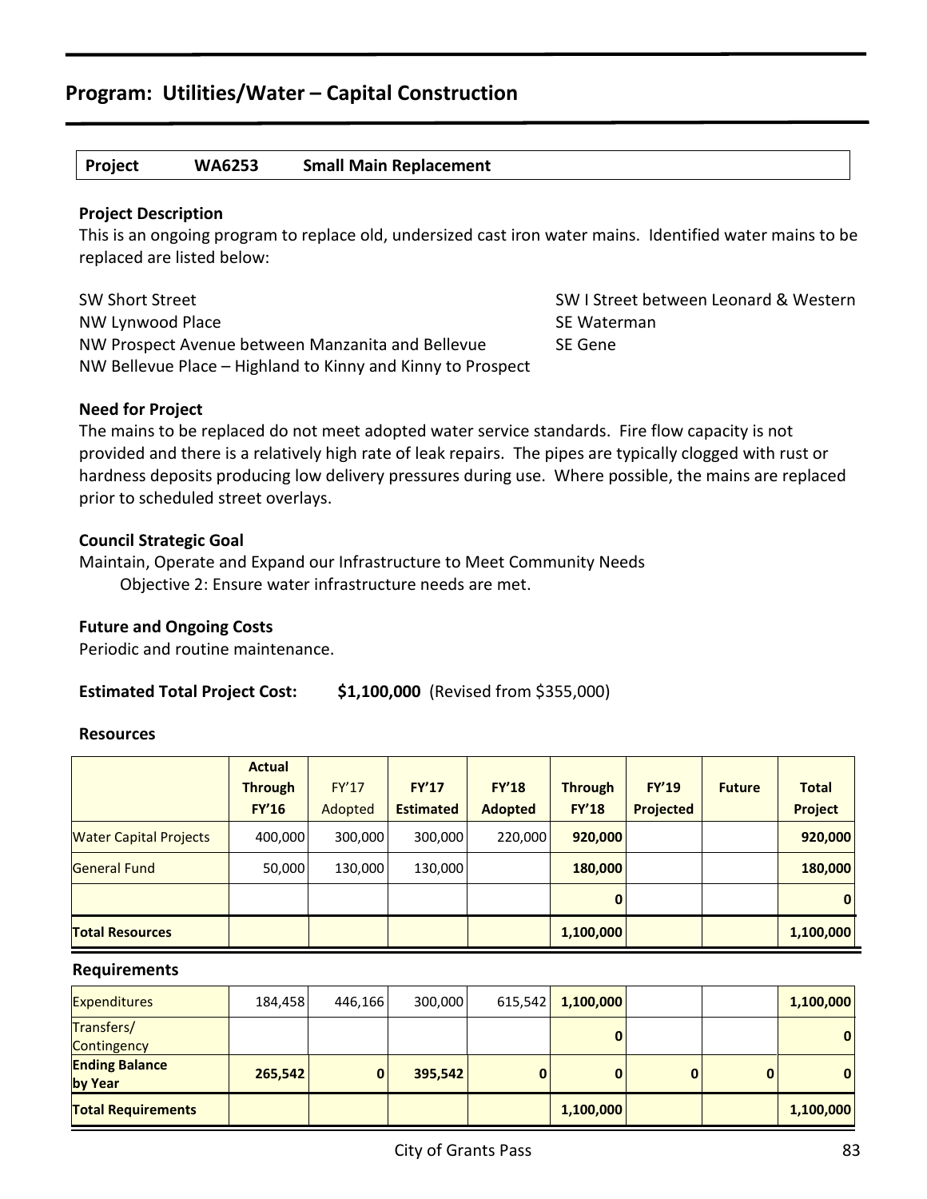## Program: Utilities/Water – Capital Construction

| Project | WA6253 | Small Main Replacement |
| --- | --- | --- |

**Project Description**

This is an ongoing program to replace old, undersized cast iron water mains. Identified water mains to be replaced are listed below:

SW Short Street
NW Lynwood Place
NW Prospect Avenue between Manzanita and Bellevue
NW Bellevue Place – Highland to Kinny and Kinny to Prospect
SW I Street between Leonard & Western
SE Waterman
SE Gene

**Need for Project**

The mains to be replaced do not meet adopted water service standards. Fire flow capacity is not provided and there is a relatively high rate of leak repairs. The pipes are typically clogged with rust or hardness deposits producing low delivery pressures during use. Where possible, the mains are replaced prior to scheduled street overlays.

**Council Strategic Goal**

Maintain, Operate and Expand our Infrastructure to Meet Community Needs
Objective 2: Ensure water infrastructure needs are met.

**Future and Ongoing Costs**

Periodic and routine maintenance.

**Estimated Total Project Cost:** **$1,100,000** (Revised from $355,000)

**Resources**

| | Actual Through FY'16 | FY'17 Adopted | FY'17 Estimated | FY'18 Adopted | Through FY'18 | FY'19 Projected | Future | Total Project |
| --- | --- | --- | --- | --- | --- | --- | --- | --- |
| Water Capital Projects | 400,000 | 300,000 | 300,000 | 220,000 | **920,000** | | | **920,000** |
| General Fund | 50,000 | 130,000 | 130,000 | | **180,000** | | | **180,000** |
| | | | | | **0** | | | **0** |
| **Total Resources** | | | | | **1,100,000** | | | **1,100,000** |

**Requirements**

| | Actual Through FY'16 | FY'17 Adopted | FY'17 Estimated | FY'18 Adopted | Through FY'18 | FY'19 Projected | Future | Total Project |
| --- | --- | --- | --- | --- | --- | --- | --- | --- |
| Expenditures | 184,458 | 446,166 | 300,000 | 615,542 | **1,100,000** | | | **1,100,000** |
| Transfers/ Contingency | | | | | **0** | | | **0** |
| **Ending Balance by Year** | **265,542** | **0** | **395,542** | **0** | **0** | **0** | **0** | **0** |
| **Total Requirements** | | | | | **1,100,000** | | | **1,100,000** |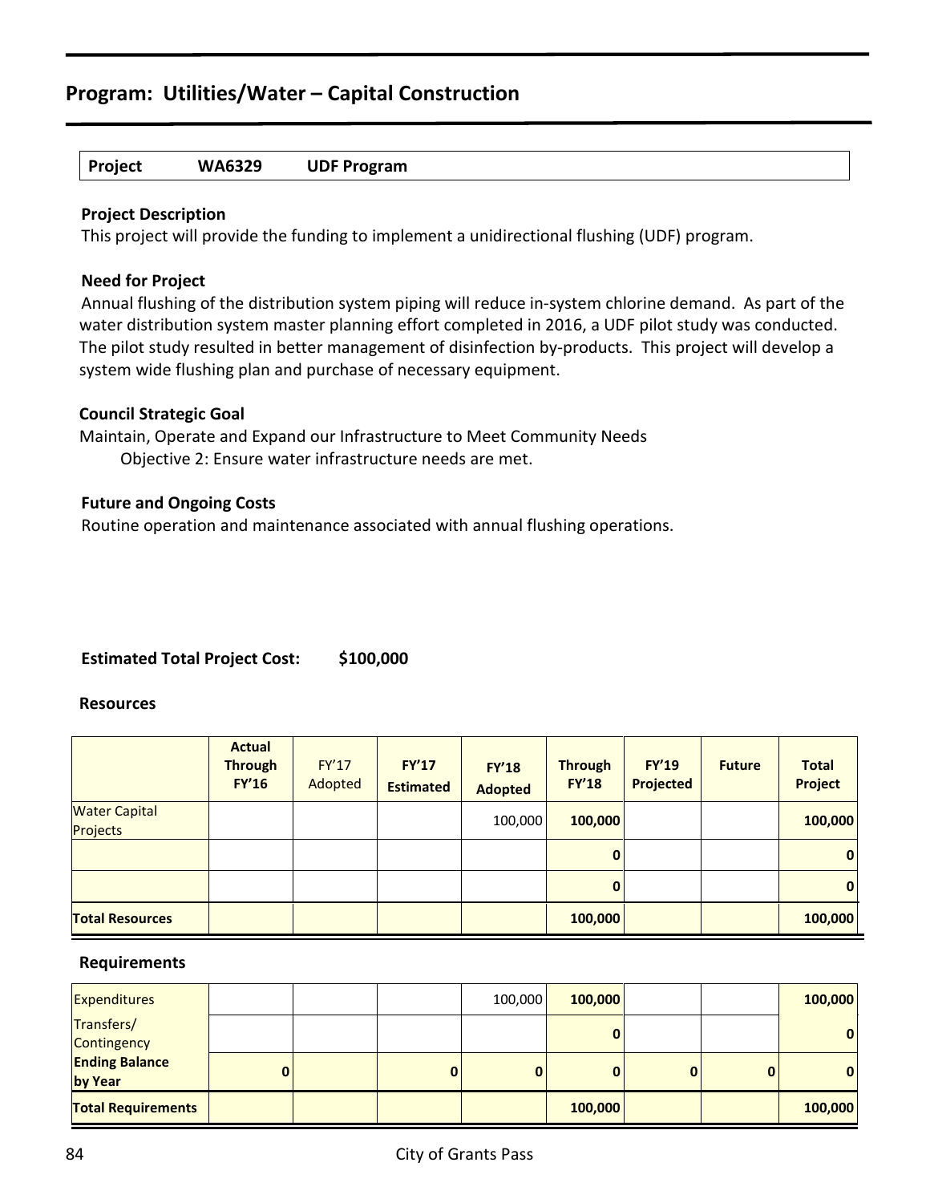## Program: Utilities/Water – Capital Construction

| Project | WA6329 | UDF Program |
|---|---|---|

### Project Description

This project will provide the funding to implement a unidirectional flushing (UDF) program.

### Need for Project

Annual flushing of the distribution system piping will reduce in-system chlorine demand. As part of the water distribution system master planning effort completed in 2016, a UDF pilot study was conducted. The pilot study resulted in better management of disinfection by-products. This project will develop a system wide flushing plan and purchase of necessary equipment.

### Council Strategic Goal

Maintain, Operate and Expand our Infrastructure to Meet Community Needs

Objective 2: Ensure water infrastructure needs are met.

### Future and Ongoing Costs

Routine operation and maintenance associated with annual flushing operations.

**Estimated Total Project Cost: $100,000**

### Resources

| | Actual Through FY'16 | FY'17 Adopted | FY'17 Estimated | FY'18 Adopted | Through FY'18 | FY'19 Projected | Future | Total Project |
|---|---|---|---|---|---|---|---|---|
| Water Capital Projects | | | | 100,000 | 100,000 | | | 100,000 |
| | | | | | 0 | | | 0 |
| | | | | | 0 | | | 0 |
| **Total Resources** | | | | | 100,000 | | | 100,000 |

### Requirements

| | Actual Through FY'16 | FY'17 Adopted | FY'17 Estimated | FY'18 Adopted | Through FY'18 | FY'19 Projected | Future | Total Project |
|---|---|---|---|---|---|---|---|---|
| Expenditures | | | | 100,000 | 100,000 | | | 100,000 |
| Transfers/ Contingency | | | | | 0 | | | 0 |
| **Ending Balance by Year** | 0 | | 0 | 0 | 0 | 0 | 0 | 0 |
| **Total Requirements** | | | | | 100,000 | | | 100,000 |

City of Grants Pass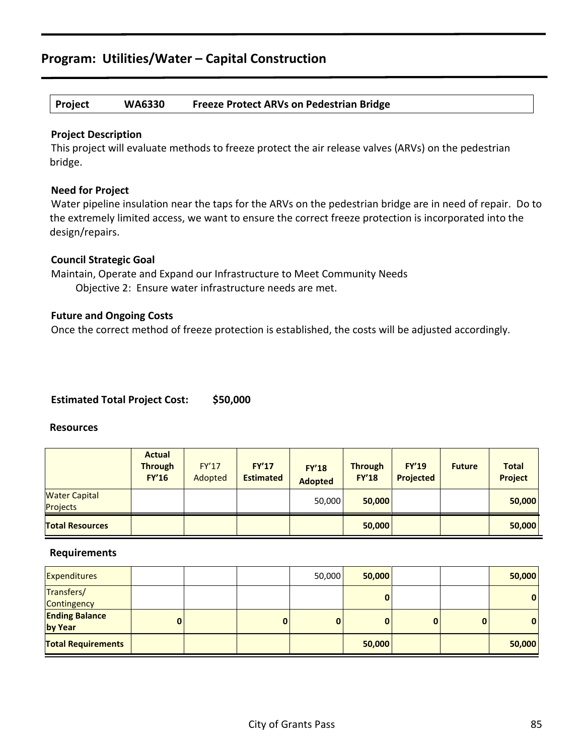## Program: Utilities/Water – Capital Construction

| Project | WA6330 | Freeze Protect ARVs on Pedestrian Bridge |
|---|---|---|

**Project Description**

This project will evaluate methods to freeze protect the air release valves (ARVs) on the pedestrian bridge.

**Need for Project**

Water pipeline insulation near the taps for the ARVs on the pedestrian bridge are in need of repair. Do to the extremely limited access, we want to ensure the correct freeze protection is incorporated into the design/repairs.

**Council Strategic Goal**

Maintain, Operate and Expand our Infrastructure to Meet Community Needs

Objective 2: Ensure water infrastructure needs are met.

**Future and Ongoing Costs**

Once the correct method of freeze protection is established, the costs will be adjusted accordingly.

**Estimated Total Project Cost: $50,000**

**Resources**

| | Actual Through FY'16 | FY'17 Adopted | FY'17 Estimated | FY'18 Adopted | Through FY'18 | FY'19 Projected | Future | Total Project |
|---|---|---|---|---|---|---|---|---|
| Water Capital Projects | | | | 50,000 | 50,000 | | | 50,000 |
| **Total Resources** | | | | | 50,000 | | | 50,000 |

**Requirements**

| | Actual Through FY'16 | FY'17 Adopted | FY'17 Estimated | FY'18 Adopted | Through FY'18 | FY'19 Projected | Future | Total Project |
|---|---|---|---|---|---|---|---|---|
| Expenditures | | | | 50,000 | 50,000 | | | 50,000 |
| Transfers/ Contingency | | | | | 0 | | | 0 |
| **Ending Balance by Year** | 0 | | 0 | 0 | 0 | 0 | 0 | 0 |
| **Total Requirements** | | | | | 50,000 | | | 50,000 |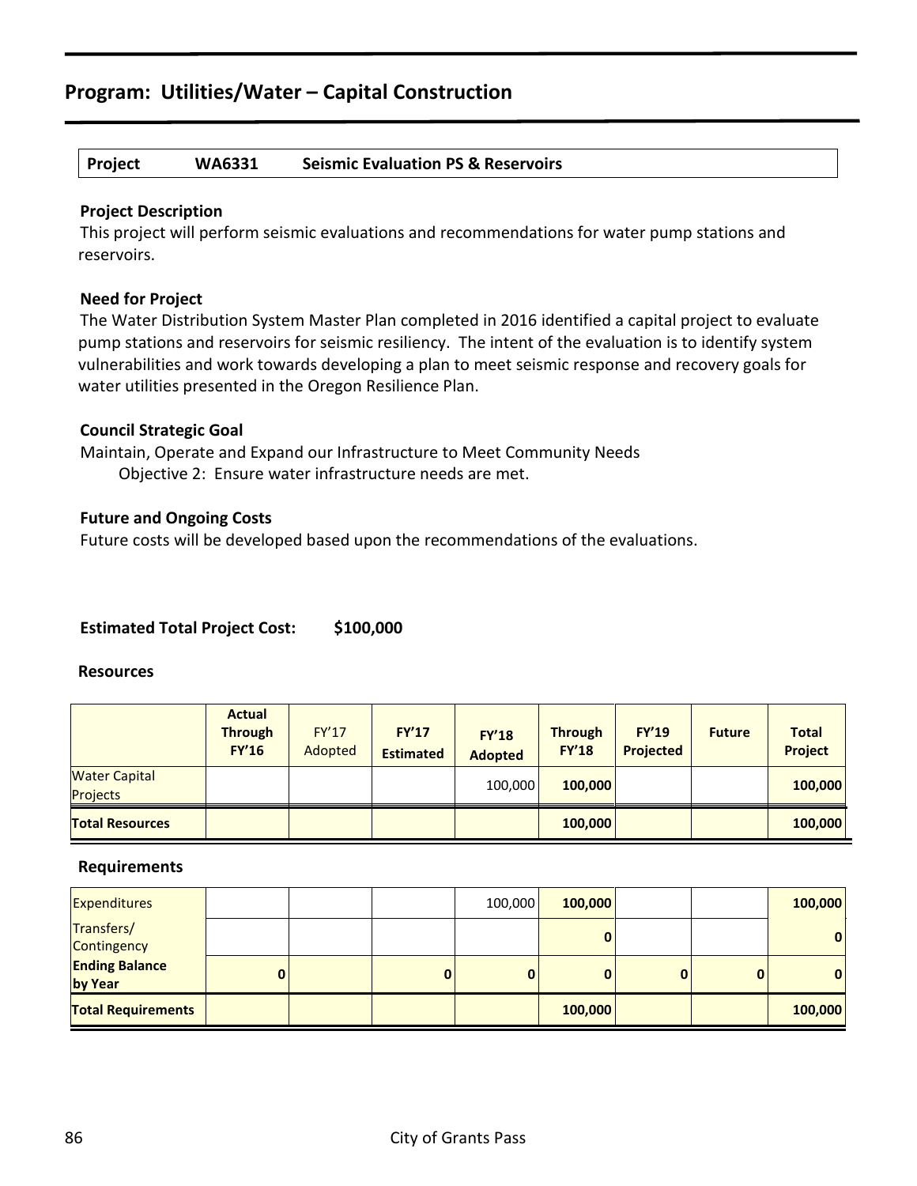## Program: Utilities/Water – Capital Construction

| Project | WA6331 | Seismic Evaluation PS & Reservoirs |
|---|---|---|

**Project Description**

This project will perform seismic evaluations and recommendations for water pump stations and reservoirs.

**Need for Project**

The Water Distribution System Master Plan completed in 2016 identified a capital project to evaluate pump stations and reservoirs for seismic resiliency. The intent of the evaluation is to identify system vulnerabilities and work towards developing a plan to meet seismic response and recovery goals for water utilities presented in the Oregon Resilience Plan.

**Council Strategic Goal**

Maintain, Operate and Expand our Infrastructure to Meet Community Needs
Objective 2: Ensure water infrastructure needs are met.

**Future and Ongoing Costs**

Future costs will be developed based upon the recommendations of the evaluations.

**Estimated Total Project Cost: $100,000**

**Resources**

| | Actual Through FY'16 | FY'17 Adopted | FY'17 Estimated | FY'18 Adopted | Through FY'18 | FY'19 Projected | Future | Total Project |
|---|---|---|---|---|---|---|---|---|
| Water Capital Projects | | | | 100,000 | **100,000** | | | **100,000** |
| **Total Resources** | | | | | **100,000** | | | **100,000** |

**Requirements**

| | Actual Through FY'16 | FY'17 Adopted | FY'17 Estimated | FY'18 Adopted | Through FY'18 | FY'19 Projected | Future | Total Project |
|---|---|---|---|---|---|---|---|---|
| Expenditures | | | | 100,000 | **100,000** | | | **100,000** |
| Transfers/ Contingency | | | | | **0** | | | **0** |
| **Ending Balance by Year** | **0** | | **0** | **0** | **0** | **0** | **0** | **0** |
| **Total Requirements** | | | | | **100,000** | | | **100,000** |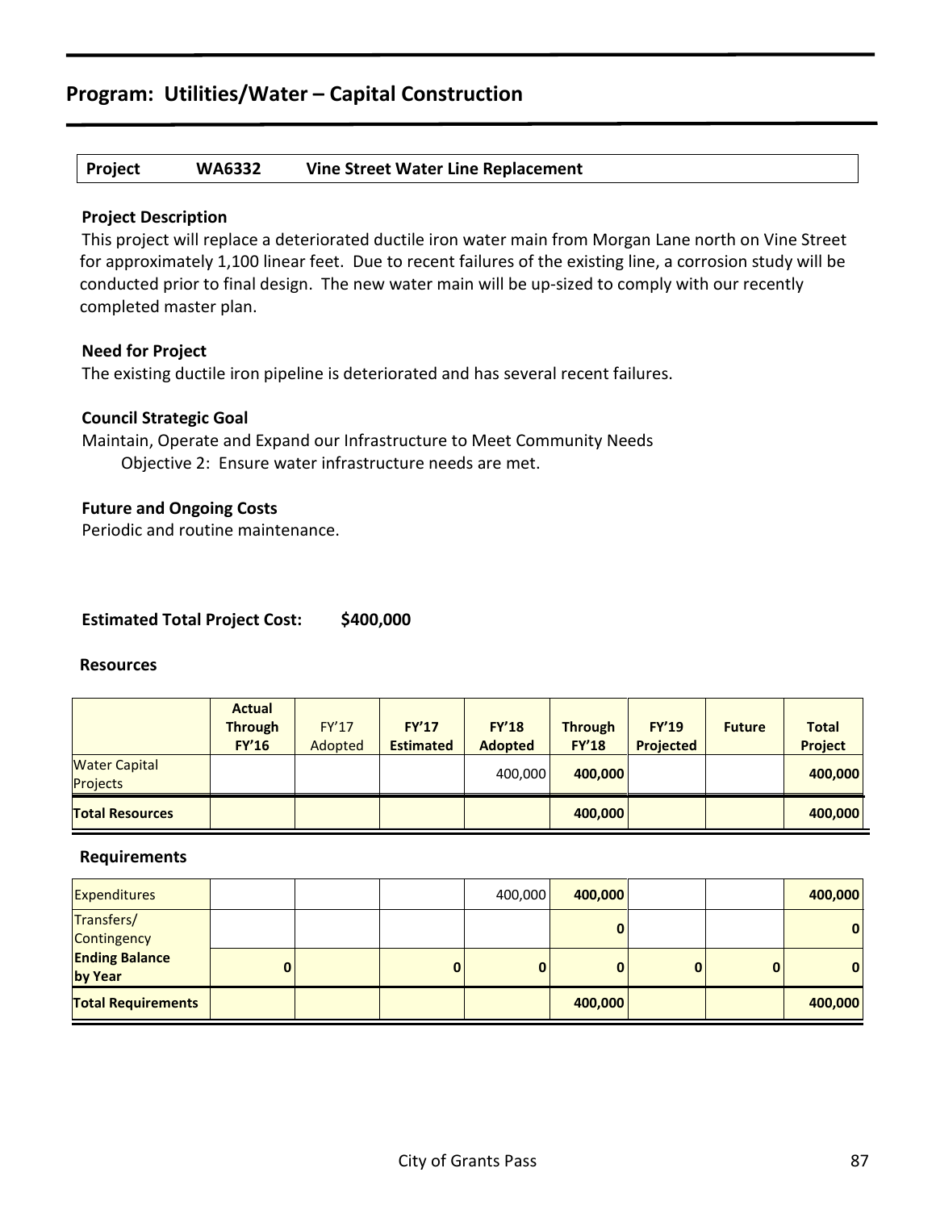## Program: Utilities/Water – Capital Construction

| Project | WA6332 | Vine Street Water Line Replacement |
|---|---|---|

**Project Description**

This project will replace a deteriorated ductile iron water main from Morgan Lane north on Vine Street for approximately 1,100 linear feet. Due to recent failures of the existing line, a corrosion study will be conducted prior to final design. The new water main will be up-sized to comply with our recently completed master plan.

**Need for Project**

The existing ductile iron pipeline is deteriorated and has several recent failures.

**Council Strategic Goal**

Maintain, Operate and Expand our Infrastructure to Meet Community Needs

Objective 2: Ensure water infrastructure needs are met.

**Future and Ongoing Costs**

Periodic and routine maintenance.

**Estimated Total Project Cost: $400,000**

**Resources**

| | Actual Through FY'16 | FY'17 Adopted | FY'17 Estimated | FY'18 Adopted | Through FY'18 | FY'19 Projected | Future | Total Project |
|---|---|---|---|---|---|---|---|---|
| Water Capital Projects | | | | 400,000 | 400,000 | | | 400,000 |
| Total Resources | | | | | 400,000 | | | 400,000 |

**Requirements**

| | Actual Through FY'16 | FY'17 Adopted | FY'17 Estimated | FY'18 Adopted | Through FY'18 | FY'19 Projected | Future | Total Project |
|---|---|---|---|---|---|---|---|---|
| Expenditures | | | | 400,000 | 400,000 | | | 400,000 |
| Transfers/ Contingency | | | | | 0 | | | 0 |
| Ending Balance by Year | 0 | | 0 | 0 | 0 | 0 | 0 | 0 |
| Total Requirements | | | | | 400,000 | | | 400,000 |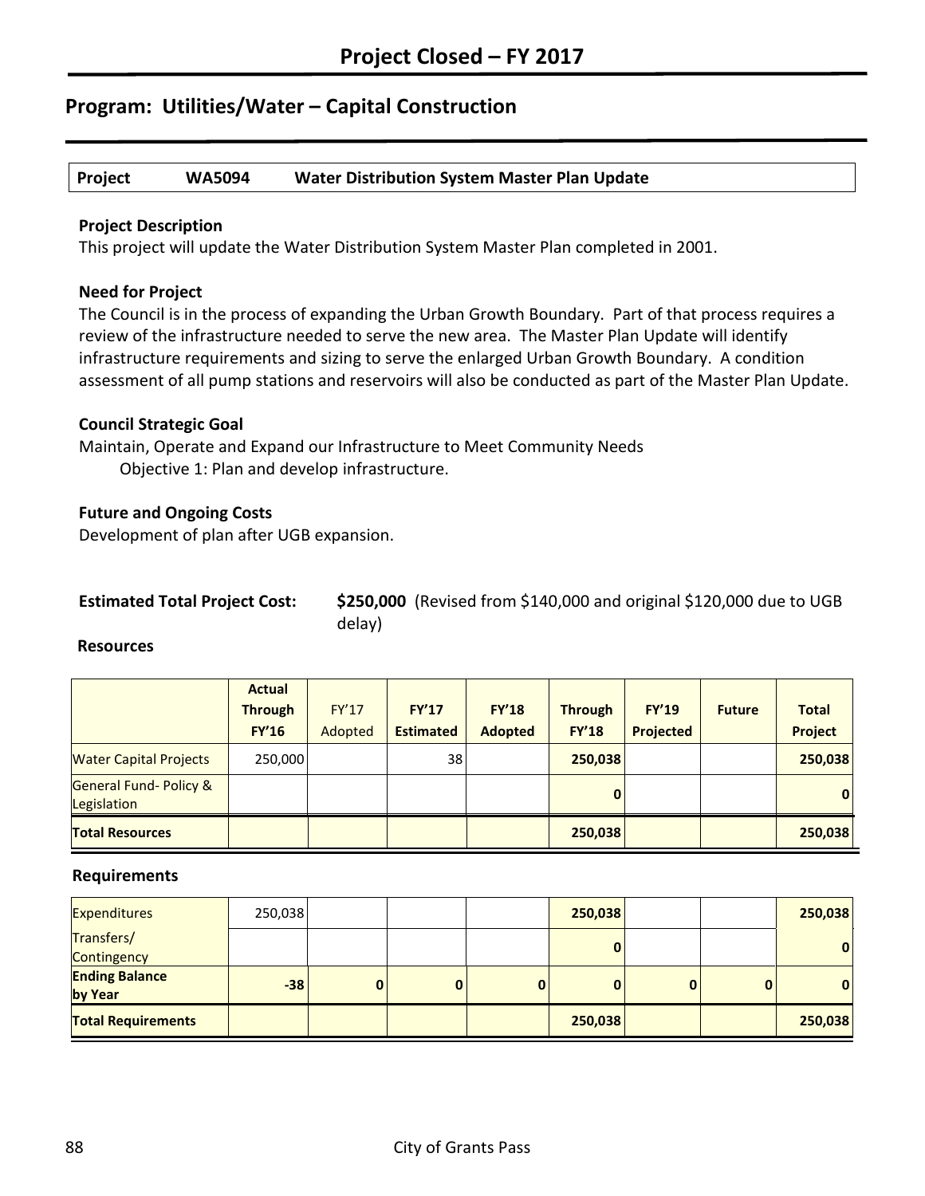# Project Closed – FY 2017

## Program: Utilities/Water – Capital Construction

| Project | WA5094 | Water Distribution System Master Plan Update |
|---|---|---|

### Project Description

This project will update the Water Distribution System Master Plan completed in 2001.

### Need for Project

The Council is in the process of expanding the Urban Growth Boundary. Part of that process requires a review of the infrastructure needed to serve the new area. The Master Plan Update will identify infrastructure requirements and sizing to serve the enlarged Urban Growth Boundary. A condition assessment of all pump stations and reservoirs will also be conducted as part of the Master Plan Update.

### Council Strategic Goal

Maintain, Operate and Expand our Infrastructure to Meet Community Needs
Objective 1: Plan and develop infrastructure.

### Future and Ongoing Costs

Development of plan after UGB expansion.

**Estimated Total Project Cost:** **$250,000** (Revised from $140,000 and original $120,000 due to UGB delay)

### Resources

| | Actual Through FY'16 | FY'17 Adopted | FY'17 Estimated | FY'18 Adopted | Through FY'18 | FY'19 Projected | Future | Total Project |
|---|---|---|---|---|---|---|---|---|
| Water Capital Projects | 250,000 | | 38 | | **250,038** | | | **250,038** |
| General Fund- Policy & Legislation | | | | | **0** | | | **0** |
| **Total Resources** | | | | | **250,038** | | | **250,038** |

### Requirements

| | Actual Through FY'16 | FY'17 Adopted | FY'17 Estimated | FY'18 Adopted | Through FY'18 | FY'19 Projected | Future | Total Project |
|---|---|---|---|---|---|---|---|---|
| Expenditures | 250,038 | | | | **250,038** | | | **250,038** |
| Transfers/ Contingency | | | | | **0** | | | **0** |
| **Ending Balance by Year** | **-38** | **0** | **0** | **0** | **0** | **0** | **0** | **0** |
| **Total Requirements** | | | | | **250,038** | | | **250,038** |

City of Grants Pass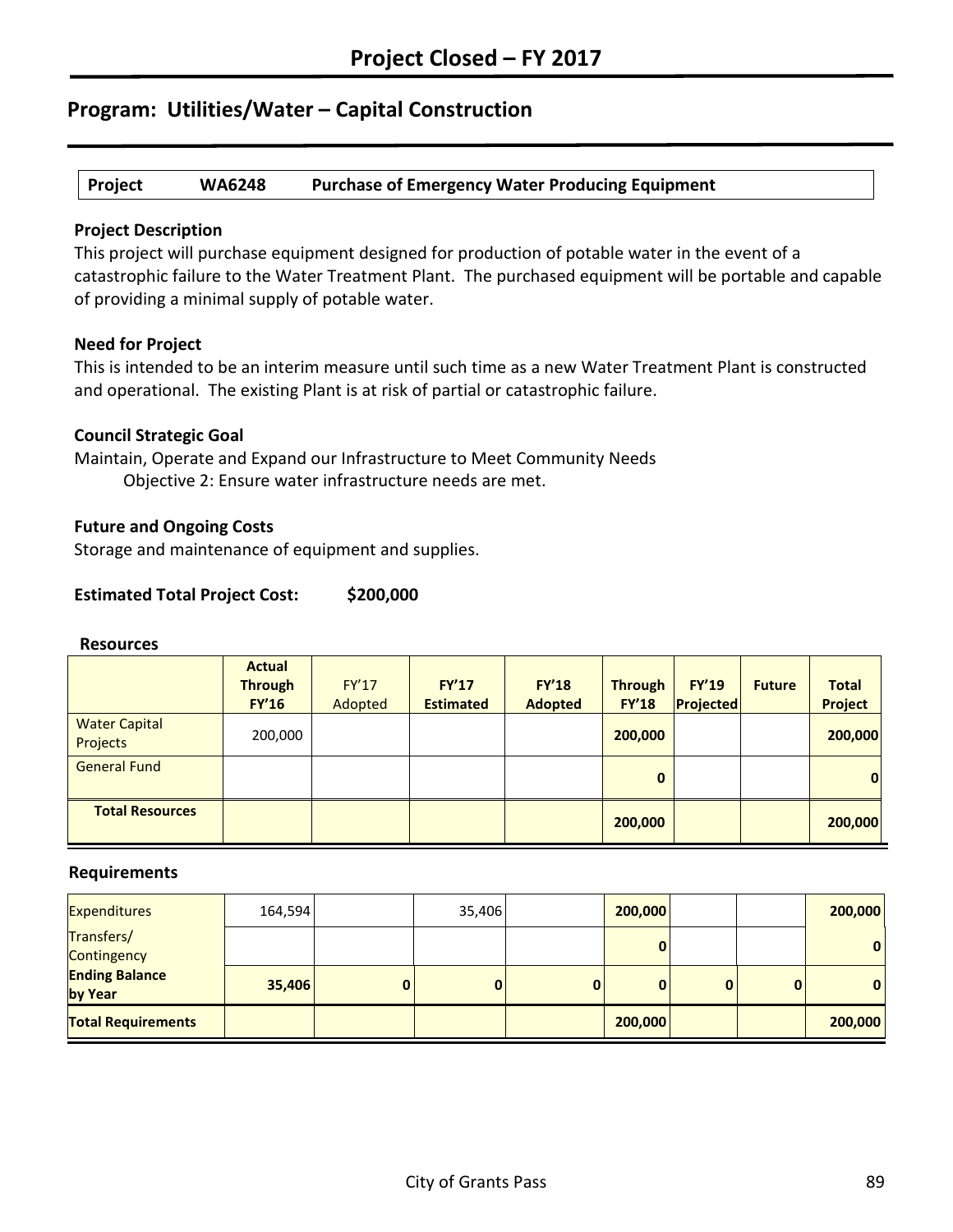# Project Closed – FY 2017

## Program: Utilities/Water – Capital Construction

| Project | WA6248 | Purchase of Emergency Water Producing Equipment |
|---|---|---|

**Project Description**

This project will purchase equipment designed for production of potable water in the event of a catastrophic failure to the Water Treatment Plant. The purchased equipment will be portable and capable of providing a minimal supply of potable water.

**Need for Project**

This is intended to be an interim measure until such time as a new Water Treatment Plant is constructed and operational. The existing Plant is at risk of partial or catastrophic failure.

**Council Strategic Goal**

Maintain, Operate and Expand our Infrastructure to Meet Community Needs
Objective 2: Ensure water infrastructure needs are met.

**Future and Ongoing Costs**

Storage and maintenance of equipment and supplies.

**Estimated Total Project Cost: $200,000**

**Resources**

| | Actual Through FY'16 | FY'17 Adopted | FY'17 Estimated | FY'18 Adopted | Through FY'18 | FY'19 Projected | Future | Total Project |
|---|---|---|---|---|---|---|---|---|
| Water Capital Projects | 200,000 | | | | 200,000 | | | 200,000 |
| General Fund | | | | | 0 | | | 0 |
| Total Resources | | | | | 200,000 | | | 200,000 |

**Requirements**

| | Actual Through FY'16 | FY'17 Adopted | FY'17 Estimated | FY'18 Adopted | Through FY'18 | FY'19 Projected | Future | Total Project |
|---|---|---|---|---|---|---|---|---|
| Expenditures | 164,594 | | 35,406 | | 200,000 | | | 200,000 |
| Transfers/ Contingency | | | | | 0 | | | 0 |
| Ending Balance by Year | 35,406 | 0 | 0 | 0 | 0 | 0 | 0 | 0 |
| Total Requirements | | | | | 200,000 | | | 200,000 |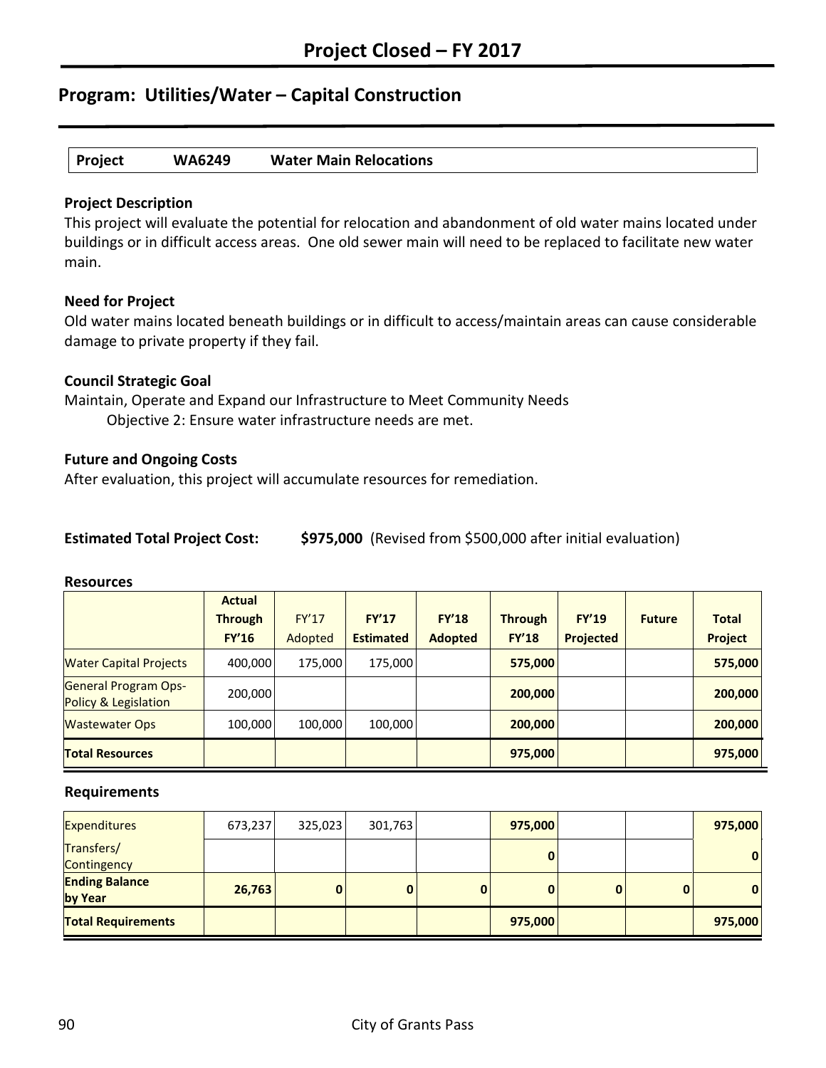# Project Closed – FY 2017

## Program: Utilities/Water – Capital Construction

| Project | WA6249 | Water Main Relocations |
|---|---|---|

**Project Description**

This project will evaluate the potential for relocation and abandonment of old water mains located under buildings or in difficult access areas. One old sewer main will need to be replaced to facilitate new water main.

**Need for Project**

Old water mains located beneath buildings or in difficult to access/maintain areas can cause considerable damage to private property if they fail.

**Council Strategic Goal**

Maintain, Operate and Expand our Infrastructure to Meet Community Needs

Objective 2: Ensure water infrastructure needs are met.

**Future and Ongoing Costs**

After evaluation, this project will accumulate resources for remediation.

**Estimated Total Project Cost:** **$975,000** (Revised from $500,000 after initial evaluation)

**Resources**

| | Actual Through FY'16 | FY'17 Adopted | FY'17 Estimated | FY'18 Adopted | Through FY'18 | FY'19 Projected | Future | Total Project |
|---|---|---|---|---|---|---|---|---|
| Water Capital Projects | 400,000 | 175,000 | 175,000 | | 575,000 | | | 575,000 |
| General Program Ops-Policy & Legislation | 200,000 | | | | 200,000 | | | 200,000 |
| Wastewater Ops | 100,000 | 100,000 | 100,000 | | 200,000 | | | 200,000 |
| Total Resources | | | | | 975,000 | | | 975,000 |

**Requirements**

| | Actual Through FY'16 | FY'17 Adopted | FY'17 Estimated | FY'18 Adopted | Through FY'18 | FY'19 Projected | Future | Total Project |
|---|---|---|---|---|---|---|---|---|
| Expenditures | 673,237 | 325,023 | 301,763 | | 975,000 | | | 975,000 |
| Transfers/ Contingency | | | | | 0 | | | 0 |
| Ending Balance by Year | 26,763 | 0 | 0 | 0 | 0 | 0 | 0 | 0 |
| Total Requirements | | | | | 975,000 | | | 975,000 |